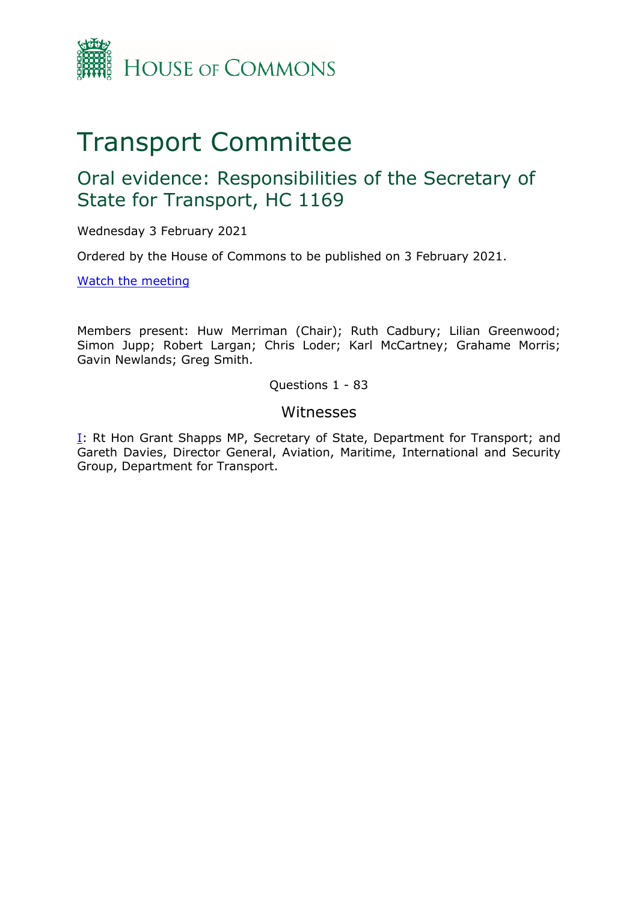House of Commons

# Transport Committee

## Oral evidence: Responsibilities of the Secretary of State for Transport, HC 1169

Wednesday 3 February 2021

Ordered by the House of Commons to be published on 3 February 2021.

[Watch the meeting]

Members present: Huw Merriman (Chair); Ruth Cadbury; Lilian Greenwood; Simon Jupp; Robert Largan; Chris Loder; Karl McCartney; Grahame Morris; Gavin Newlands; Greg Smith.

Questions 1 - 83

### Witnesses

I: Rt Hon Grant Shapps MP, Secretary of State, Department for Transport; and Gareth Davies, Director General, Aviation, Maritime, International and Security Group, Department for Transport.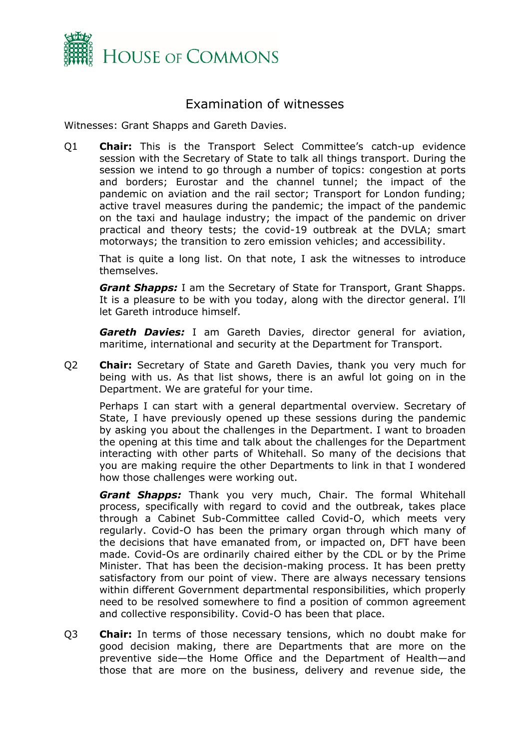# Examination of witnesses

Witnesses: Grant Shapps and Gareth Davies.

Q1 **Chair:** This is the Transport Select Committee's catch-up evidence session with the Secretary of State to talk all things transport. During the session we intend to go through a number of topics: congestion at ports and borders; Eurostar and the channel tunnel; the impact of the pandemic on aviation and the rail sector; Transport for London funding; active travel measures during the pandemic; the impact of the pandemic on the taxi and haulage industry; the impact of the pandemic on driver practical and theory tests; the covid-19 outbreak at the DVLA; smart motorways; the transition to zero emission vehicles; and accessibility.

That is quite a long list. On that note, I ask the witnesses to introduce themselves.

***Grant Shapps:*** I am the Secretary of State for Transport, Grant Shapps. It is a pleasure to be with you today, along with the director general. I'll let Gareth introduce himself.

***Gareth Davies:*** I am Gareth Davies, director general for aviation, maritime, international and security at the Department for Transport.

Q2 **Chair:** Secretary of State and Gareth Davies, thank you very much for being with us. As that list shows, there is an awful lot going on in the Department. We are grateful for your time.

Perhaps I can start with a general departmental overview. Secretary of State, I have previously opened up these sessions during the pandemic by asking you about the challenges in the Department. I want to broaden the opening at this time and talk about the challenges for the Department interacting with other parts of Whitehall. So many of the decisions that you are making require the other Departments to link in that I wondered how those challenges were working out.

***Grant Shapps:*** Thank you very much, Chair. The formal Whitehall process, specifically with regard to covid and the outbreak, takes place through a Cabinet Sub-Committee called Covid-O, which meets very regularly. Covid-O has been the primary organ through which many of the decisions that have emanated from, or impacted on, DFT have been made. Covid-Os are ordinarily chaired either by the CDL or by the Prime Minister. That has been the decision-making process. It has been pretty satisfactory from our point of view. There are always necessary tensions within different Government departmental responsibilities, which properly need to be resolved somewhere to find a position of common agreement and collective responsibility. Covid-O has been that place.

Q3 **Chair:** In terms of those necessary tensions, which no doubt make for good decision making, there are Departments that are more on the preventive side—the Home Office and the Department of Health—and those that are more on the business, delivery and revenue side, the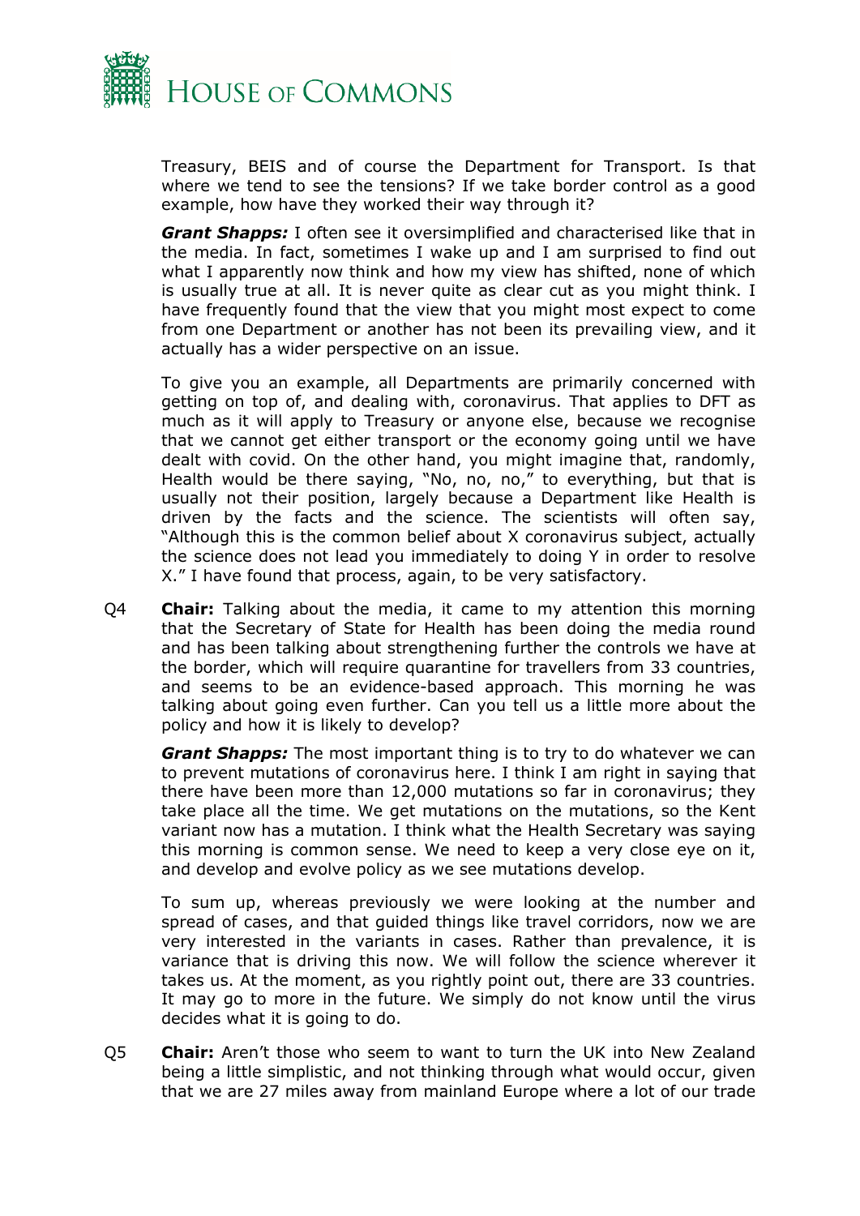Treasury, BEIS and of course the Department for Transport. Is that where we tend to see the tensions? If we take border control as a good example, how have they worked their way through it?

***Grant Shapps:*** I often see it oversimplified and characterised like that in the media. In fact, sometimes I wake up and I am surprised to find out what I apparently now think and how my view has shifted, none of which is usually true at all. It is never quite as clear cut as you might think. I have frequently found that the view that you might most expect to come from one Department or another has not been its prevailing view, and it actually has a wider perspective on an issue.

To give you an example, all Departments are primarily concerned with getting on top of, and dealing with, coronavirus. That applies to DFT as much as it will apply to Treasury or anyone else, because we recognise that we cannot get either transport or the economy going until we have dealt with covid. On the other hand, you might imagine that, randomly, Health would be there saying, "No, no, no," to everything, but that is usually not their position, largely because a Department like Health is driven by the facts and the science. The scientists will often say, "Although this is the common belief about X coronavirus subject, actually the science does not lead you immediately to doing Y in order to resolve X." I have found that process, again, to be very satisfactory.

Q4 **Chair:** Talking about the media, it came to my attention this morning that the Secretary of State for Health has been doing the media round and has been talking about strengthening further the controls we have at the border, which will require quarantine for travellers from 33 countries, and seems to be an evidence-based approach. This morning he was talking about going even further. Can you tell us a little more about the policy and how it is likely to develop?

***Grant Shapps:*** The most important thing is to try to do whatever we can to prevent mutations of coronavirus here. I think I am right in saying that there have been more than 12,000 mutations so far in coronavirus; they take place all the time. We get mutations on the mutations, so the Kent variant now has a mutation. I think what the Health Secretary was saying this morning is common sense. We need to keep a very close eye on it, and develop and evolve policy as we see mutations develop.

To sum up, whereas previously we were looking at the number and spread of cases, and that guided things like travel corridors, now we are very interested in the variants in cases. Rather than prevalence, it is variance that is driving this now. We will follow the science wherever it takes us. At the moment, as you rightly point out, there are 33 countries. It may go to more in the future. We simply do not know until the virus decides what it is going to do.

Q5 **Chair:** Aren't those who seem to want to turn the UK into New Zealand being a little simplistic, and not thinking through what would occur, given that we are 27 miles away from mainland Europe where a lot of our trade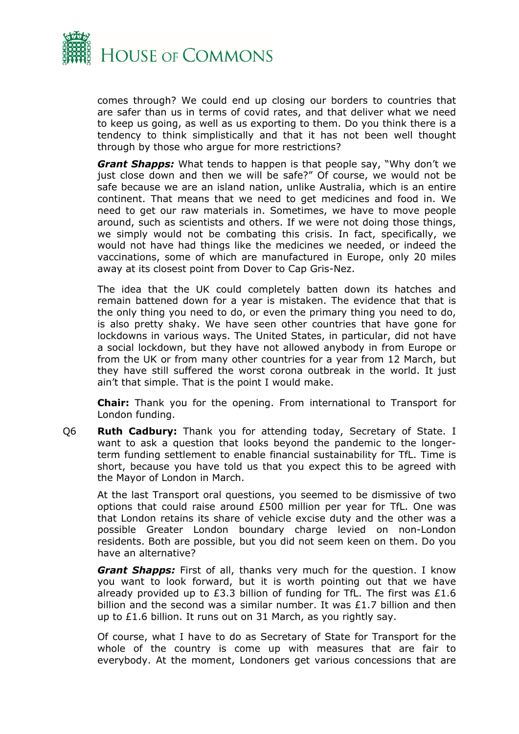comes through? We could end up closing our borders to countries that are safer than us in terms of covid rates, and that deliver what we need to keep us going, as well as us exporting to them. Do you think there is a tendency to think simplistically and that it has not been well thought through by those who argue for more restrictions?

***Grant Shapps:*** What tends to happen is that people say, "Why don't we just close down and then we will be safe?" Of course, we would not be safe because we are an island nation, unlike Australia, which is an entire continent. That means that we need to get medicines and food in. We need to get our raw materials in. Sometimes, we have to move people around, such as scientists and others. If we were not doing those things, we simply would not be combating this crisis. In fact, specifically, we would not have had things like the medicines we needed, or indeed the vaccinations, some of which are manufactured in Europe, only 20 miles away at its closest point from Dover to Cap Gris-Nez.

The idea that the UK could completely batten down its hatches and remain battened down for a year is mistaken. The evidence that that is the only thing you need to do, or even the primary thing you need to do, is also pretty shaky. We have seen other countries that have gone for lockdowns in various ways. The United States, in particular, did not have a social lockdown, but they have not allowed anybody in from Europe or from the UK or from many other countries for a year from 12 March, but they have still suffered the worst corona outbreak in the world. It just ain't that simple. That is the point I would make.

**Chair:** Thank you for the opening. From international to Transport for London funding.

Q6 **Ruth Cadbury:** Thank you for attending today, Secretary of State. I want to ask a question that looks beyond the pandemic to the longer-term funding settlement to enable financial sustainability for TfL. Time is short, because you have told us that you expect this to be agreed with the Mayor of London in March.

At the last Transport oral questions, you seemed to be dismissive of two options that could raise around £500 million per year for TfL. One was that London retains its share of vehicle excise duty and the other was a possible Greater London boundary charge levied on non-London residents. Both are possible, but you did not seem keen on them. Do you have an alternative?

***Grant Shapps:*** First of all, thanks very much for the question. I know you want to look forward, but it is worth pointing out that we have already provided up to £3.3 billion of funding for TfL. The first was £1.6 billion and the second was a similar number. It was £1.7 billion and then up to £1.6 billion. It runs out on 31 March, as you rightly say.

Of course, what I have to do as Secretary of State for Transport for the whole of the country is come up with measures that are fair to everybody. At the moment, Londoners get various concessions that are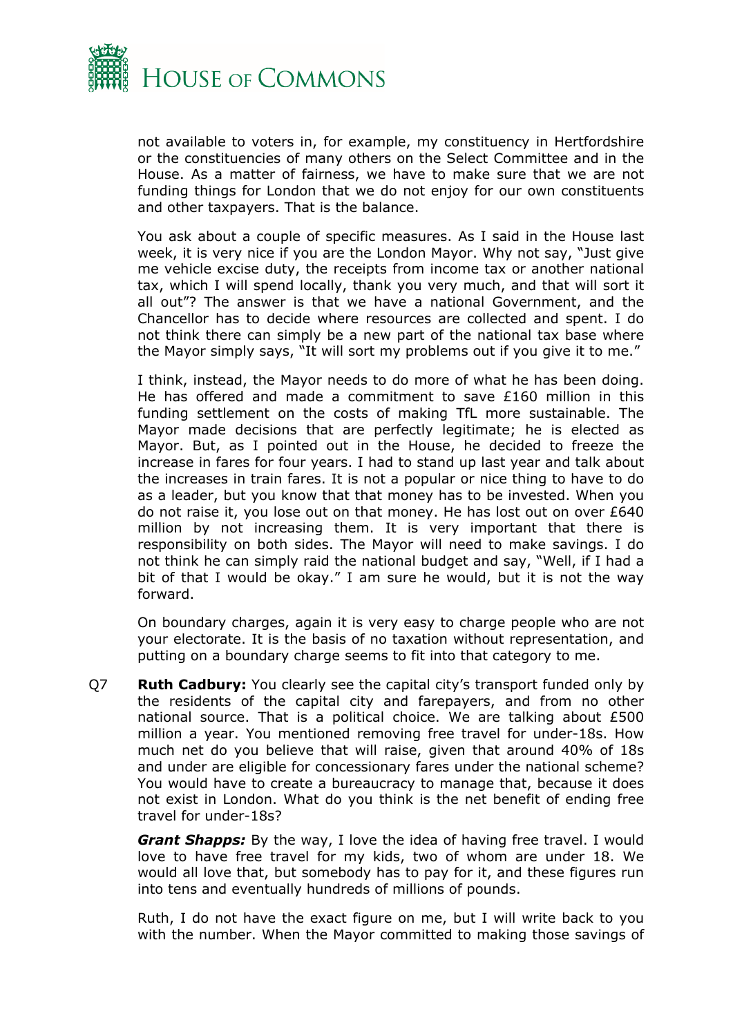not available to voters in, for example, my constituency in Hertfordshire or the constituencies of many others on the Select Committee and in the House. As a matter of fairness, we have to make sure that we are not funding things for London that we do not enjoy for our own constituents and other taxpayers. That is the balance.

You ask about a couple of specific measures. As I said in the House last week, it is very nice if you are the London Mayor. Why not say, "Just give me vehicle excise duty, the receipts from income tax or another national tax, which I will spend locally, thank you very much, and that will sort it all out"? The answer is that we have a national Government, and the Chancellor has to decide where resources are collected and spent. I do not think there can simply be a new part of the national tax base where the Mayor simply says, "It will sort my problems out if you give it to me."

I think, instead, the Mayor needs to do more of what he has been doing. He has offered and made a commitment to save £160 million in this funding settlement on the costs of making TfL more sustainable. The Mayor made decisions that are perfectly legitimate; he is elected as Mayor. But, as I pointed out in the House, he decided to freeze the increase in fares for four years. I had to stand up last year and talk about the increases in train fares. It is not a popular or nice thing to have to do as a leader, but you know that that money has to be invested. When you do not raise it, you lose out on that money. He has lost out on over £640 million by not increasing them. It is very important that there is responsibility on both sides. The Mayor will need to make savings. I do not think he can simply raid the national budget and say, "Well, if I had a bit of that I would be okay." I am sure he would, but it is not the way forward.

On boundary charges, again it is very easy to charge people who are not your electorate. It is the basis of no taxation without representation, and putting on a boundary charge seems to fit into that category to me.

Q7 **Ruth Cadbury:** You clearly see the capital city's transport funded only by the residents of the capital city and farepayers, and from no other national source. That is a political choice. We are talking about £500 million a year. You mentioned removing free travel for under-18s. How much net do you believe that will raise, given that around 40% of 18s and under are eligible for concessionary fares under the national scheme? You would have to create a bureaucracy to manage that, because it does not exist in London. What do you think is the net benefit of ending free travel for under-18s?

***Grant Shapps:*** By the way, I love the idea of having free travel. I would love to have free travel for my kids, two of whom are under 18. We would all love that, but somebody has to pay for it, and these figures run into tens and eventually hundreds of millions of pounds.

Ruth, I do not have the exact figure on me, but I will write back to you with the number. When the Mayor committed to making those savings of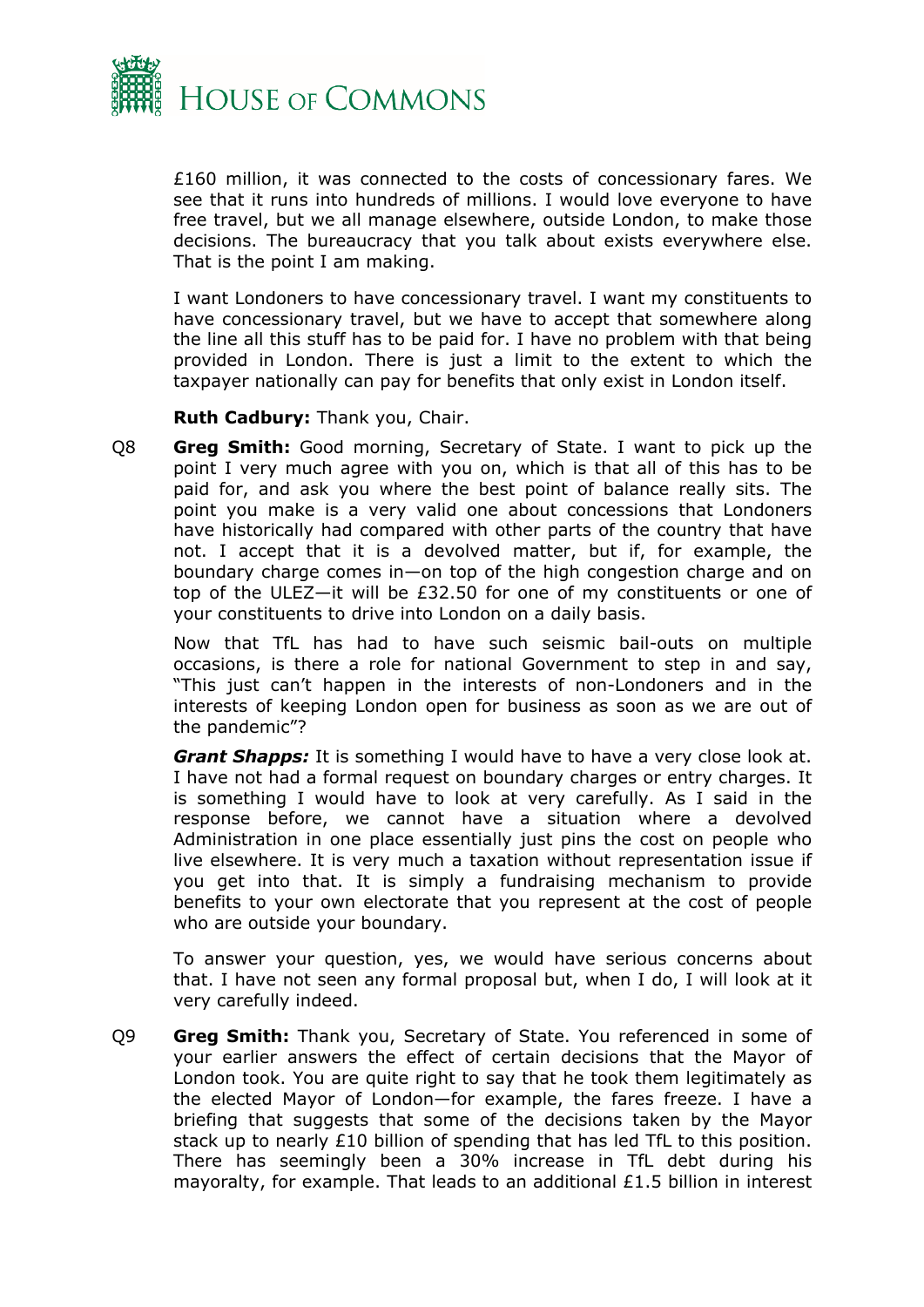£160 million, it was connected to the costs of concessionary fares. We see that it runs into hundreds of millions. I would love everyone to have free travel, but we all manage elsewhere, outside London, to make those decisions. The bureaucracy that you talk about exists everywhere else. That is the point I am making.

I want Londoners to have concessionary travel. I want my constituents to have concessionary travel, but we have to accept that somewhere along the line all this stuff has to be paid for. I have no problem with that being provided in London. There is just a limit to the extent to which the taxpayer nationally can pay for benefits that only exist in London itself.

**Ruth Cadbury:** Thank you, Chair.

Q8 **Greg Smith:** Good morning, Secretary of State. I want to pick up the point I very much agree with you on, which is that all of this has to be paid for, and ask you where the best point of balance really sits. The point you make is a very valid one about concessions that Londoners have historically had compared with other parts of the country that have not. I accept that it is a devolved matter, but if, for example, the boundary charge comes in—on top of the high congestion charge and on top of the ULEZ—it will be £32.50 for one of my constituents or one of your constituents to drive into London on a daily basis.

Now that TfL has had to have such seismic bail-outs on multiple occasions, is there a role for national Government to step in and say, "This just can't happen in the interests of non-Londoners and in the interests of keeping London open for business as soon as we are out of the pandemic"?

***Grant Shapps:*** It is something I would have to have a very close look at. I have not had a formal request on boundary charges or entry charges. It is something I would have to look at very carefully. As I said in the response before, we cannot have a situation where a devolved Administration in one place essentially just pins the cost on people who live elsewhere. It is very much a taxation without representation issue if you get into that. It is simply a fundraising mechanism to provide benefits to your own electorate that you represent at the cost of people who are outside your boundary.

To answer your question, yes, we would have serious concerns about that. I have not seen any formal proposal but, when I do, I will look at it very carefully indeed.

Q9 **Greg Smith:** Thank you, Secretary of State. You referenced in some of your earlier answers the effect of certain decisions that the Mayor of London took. You are quite right to say that he took them legitimately as the elected Mayor of London—for example, the fares freeze. I have a briefing that suggests that some of the decisions taken by the Mayor stack up to nearly £10 billion of spending that has led TfL to this position. There has seemingly been a 30% increase in TfL debt during his mayoralty, for example. That leads to an additional £1.5 billion in interest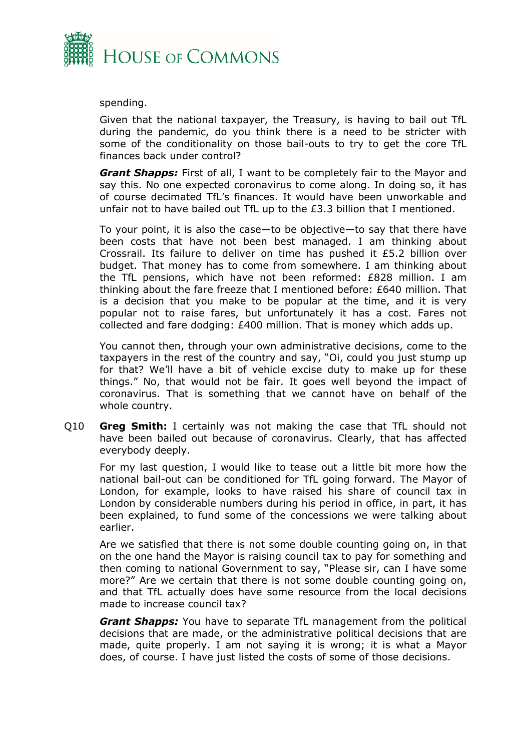spending.

Given that the national taxpayer, the Treasury, is having to bail out TfL during the pandemic, do you think there is a need to be stricter with some of the conditionality on those bail-outs to try to get the core TfL finances back under control?

***Grant Shapps:*** First of all, I want to be completely fair to the Mayor and say this. No one expected coronavirus to come along. In doing so, it has of course decimated TfL's finances. It would have been unworkable and unfair not to have bailed out TfL up to the £3.3 billion that I mentioned.

To your point, it is also the case—to be objective—to say that there have been costs that have not been best managed. I am thinking about Crossrail. Its failure to deliver on time has pushed it £5.2 billion over budget. That money has to come from somewhere. I am thinking about the TfL pensions, which have not been reformed: £828 million. I am thinking about the fare freeze that I mentioned before: £640 million. That is a decision that you make to be popular at the time, and it is very popular not to raise fares, but unfortunately it has a cost. Fares not collected and fare dodging: £400 million. That is money which adds up.

You cannot then, through your own administrative decisions, come to the taxpayers in the rest of the country and say, "Oi, could you just stump up for that? We'll have a bit of vehicle excise duty to make up for these things." No, that would not be fair. It goes well beyond the impact of coronavirus. That is something that we cannot have on behalf of the whole country.

Q10 **Greg Smith:** I certainly was not making the case that TfL should not have been bailed out because of coronavirus. Clearly, that has affected everybody deeply.

For my last question, I would like to tease out a little bit more how the national bail-out can be conditioned for TfL going forward. The Mayor of London, for example, looks to have raised his share of council tax in London by considerable numbers during his period in office, in part, it has been explained, to fund some of the concessions we were talking about earlier.

Are we satisfied that there is not some double counting going on, in that on the one hand the Mayor is raising council tax to pay for something and then coming to national Government to say, "Please sir, can I have some more?" Are we certain that there is not some double counting going on, and that TfL actually does have some resource from the local decisions made to increase council tax?

***Grant Shapps:*** You have to separate TfL management from the political decisions that are made, or the administrative political decisions that are made, quite properly. I am not saying it is wrong; it is what a Mayor does, of course. I have just listed the costs of some of those decisions.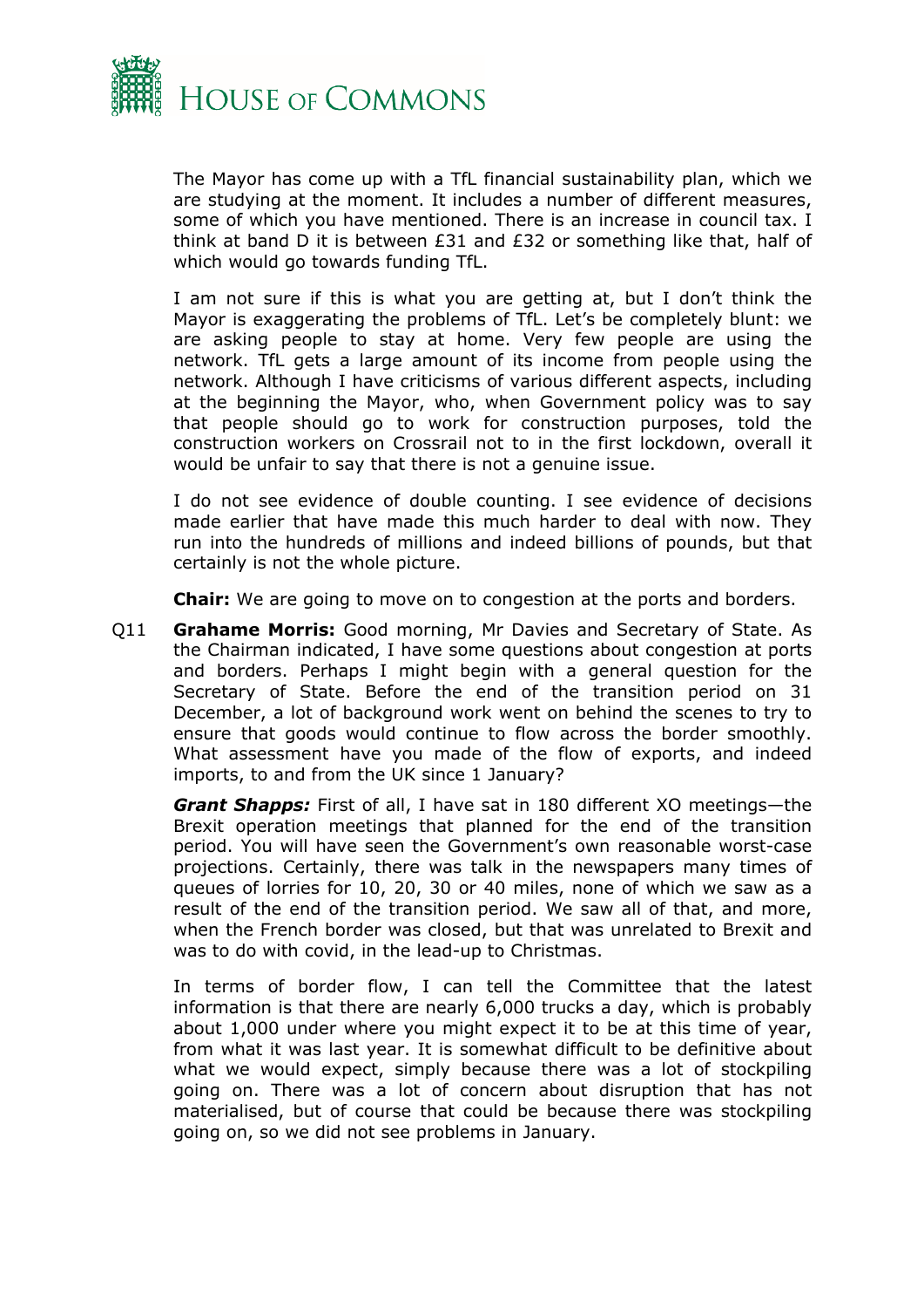The Mayor has come up with a TfL financial sustainability plan, which we are studying at the moment. It includes a number of different measures, some of which you have mentioned. There is an increase in council tax. I think at band D it is between £31 and £32 or something like that, half of which would go towards funding TfL.

I am not sure if this is what you are getting at, but I don't think the Mayor is exaggerating the problems of TfL. Let's be completely blunt: we are asking people to stay at home. Very few people are using the network. TfL gets a large amount of its income from people using the network. Although I have criticisms of various different aspects, including at the beginning the Mayor, who, when Government policy was to say that people should go to work for construction purposes, told the construction workers on Crossrail not to in the first lockdown, overall it would be unfair to say that there is not a genuine issue.

I do not see evidence of double counting. I see evidence of decisions made earlier that have made this much harder to deal with now. They run into the hundreds of millions and indeed billions of pounds, but that certainly is not the whole picture.

**Chair:** We are going to move on to congestion at the ports and borders.

Q11 **Grahame Morris:** Good morning, Mr Davies and Secretary of State. As the Chairman indicated, I have some questions about congestion at ports and borders. Perhaps I might begin with a general question for the Secretary of State. Before the end of the transition period on 31 December, a lot of background work went on behind the scenes to try to ensure that goods would continue to flow across the border smoothly. What assessment have you made of the flow of exports, and indeed imports, to and from the UK since 1 January?

***Grant Shapps:*** First of all, I have sat in 180 different XO meetings—the Brexit operation meetings that planned for the end of the transition period. You will have seen the Government's own reasonable worst-case projections. Certainly, there was talk in the newspapers many times of queues of lorries for 10, 20, 30 or 40 miles, none of which we saw as a result of the end of the transition period. We saw all of that, and more, when the French border was closed, but that was unrelated to Brexit and was to do with covid, in the lead-up to Christmas.

In terms of border flow, I can tell the Committee that the latest information is that there are nearly 6,000 trucks a day, which is probably about 1,000 under where you might expect it to be at this time of year, from what it was last year. It is somewhat difficult to be definitive about what we would expect, simply because there was a lot of stockpiling going on. There was a lot of concern about disruption that has not materialised, but of course that could be because there was stockpiling going on, so we did not see problems in January.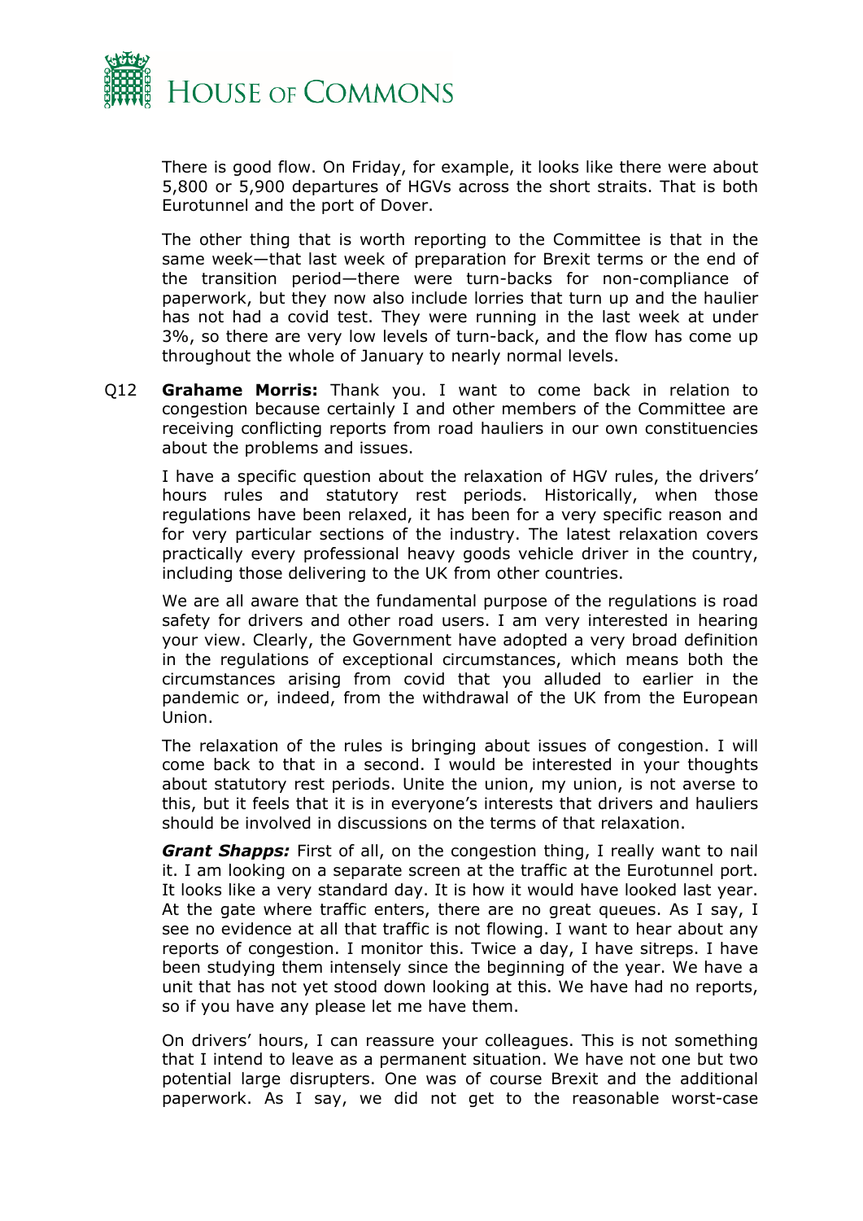There is good flow. On Friday, for example, it looks like there were about 5,800 or 5,900 departures of HGVs across the short straits. That is both Eurotunnel and the port of Dover.

The other thing that is worth reporting to the Committee is that in the same week—that last week of preparation for Brexit terms or the end of the transition period—there were turn-backs for non-compliance of paperwork, but they now also include lorries that turn up and the haulier has not had a covid test. They were running in the last week at under 3%, so there are very low levels of turn-back, and the flow has come up throughout the whole of January to nearly normal levels.

Q12 **Grahame Morris:** Thank you. I want to come back in relation to congestion because certainly I and other members of the Committee are receiving conflicting reports from road hauliers in our own constituencies about the problems and issues.

I have a specific question about the relaxation of HGV rules, the drivers' hours rules and statutory rest periods. Historically, when those regulations have been relaxed, it has been for a very specific reason and for very particular sections of the industry. The latest relaxation covers practically every professional heavy goods vehicle driver in the country, including those delivering to the UK from other countries.

We are all aware that the fundamental purpose of the regulations is road safety for drivers and other road users. I am very interested in hearing your view. Clearly, the Government have adopted a very broad definition in the regulations of exceptional circumstances, which means both the circumstances arising from covid that you alluded to earlier in the pandemic or, indeed, from the withdrawal of the UK from the European Union.

The relaxation of the rules is bringing about issues of congestion. I will come back to that in a second. I would be interested in your thoughts about statutory rest periods. Unite the union, my union, is not averse to this, but it feels that it is in everyone's interests that drivers and hauliers should be involved in discussions on the terms of that relaxation.

***Grant Shapps:*** First of all, on the congestion thing, I really want to nail it. I am looking on a separate screen at the traffic at the Eurotunnel port. It looks like a very standard day. It is how it would have looked last year. At the gate where traffic enters, there are no great queues. As I say, I see no evidence at all that traffic is not flowing. I want to hear about any reports of congestion. I monitor this. Twice a day, I have sitreps. I have been studying them intensely since the beginning of the year. We have a unit that has not yet stood down looking at this. We have had no reports, so if you have any please let me have them.

On drivers' hours, I can reassure your colleagues. This is not something that I intend to leave as a permanent situation. We have not one but two potential large disrupters. One was of course Brexit and the additional paperwork. As I say, we did not get to the reasonable worst-case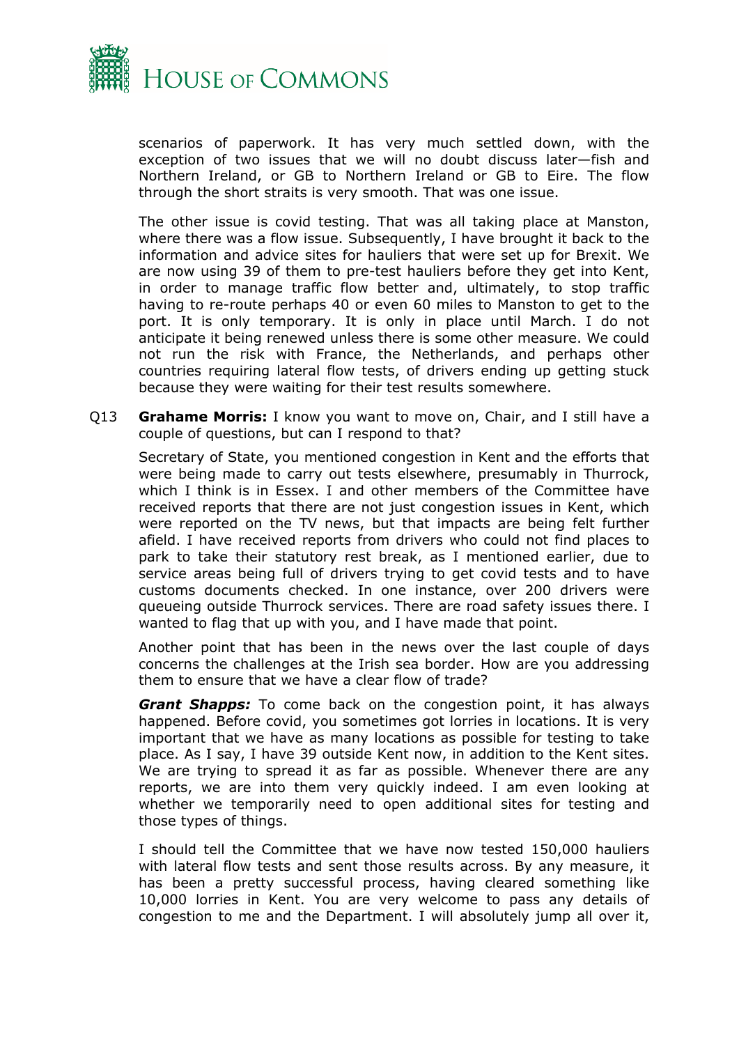scenarios of paperwork. It has very much settled down, with the exception of two issues that we will no doubt discuss later—fish and Northern Ireland, or GB to Northern Ireland or GB to Eire. The flow through the short straits is very smooth. That was one issue.

The other issue is covid testing. That was all taking place at Manston, where there was a flow issue. Subsequently, I have brought it back to the information and advice sites for hauliers that were set up for Brexit. We are now using 39 of them to pre-test hauliers before they get into Kent, in order to manage traffic flow better and, ultimately, to stop traffic having to re-route perhaps 40 or even 60 miles to Manston to get to the port. It is only temporary. It is only in place until March. I do not anticipate it being renewed unless there is some other measure. We could not run the risk with France, the Netherlands, and perhaps other countries requiring lateral flow tests, of drivers ending up getting stuck because they were waiting for their test results somewhere.

Q13 **Grahame Morris:** I know you want to move on, Chair, and I still have a couple of questions, but can I respond to that?

Secretary of State, you mentioned congestion in Kent and the efforts that were being made to carry out tests elsewhere, presumably in Thurrock, which I think is in Essex. I and other members of the Committee have received reports that there are not just congestion issues in Kent, which were reported on the TV news, but that impacts are being felt further afield. I have received reports from drivers who could not find places to park to take their statutory rest break, as I mentioned earlier, due to service areas being full of drivers trying to get covid tests and to have customs documents checked. In one instance, over 200 drivers were queueing outside Thurrock services. There are road safety issues there. I wanted to flag that up with you, and I have made that point.

Another point that has been in the news over the last couple of days concerns the challenges at the Irish sea border. How are you addressing them to ensure that we have a clear flow of trade?

***Grant Shapps:*** To come back on the congestion point, it has always happened. Before covid, you sometimes got lorries in locations. It is very important that we have as many locations as possible for testing to take place. As I say, I have 39 outside Kent now, in addition to the Kent sites. We are trying to spread it as far as possible. Whenever there are any reports, we are into them very quickly indeed. I am even looking at whether we temporarily need to open additional sites for testing and those types of things.

I should tell the Committee that we have now tested 150,000 hauliers with lateral flow tests and sent those results across. By any measure, it has been a pretty successful process, having cleared something like 10,000 lorries in Kent. You are very welcome to pass any details of congestion to me and the Department. I will absolutely jump all over it,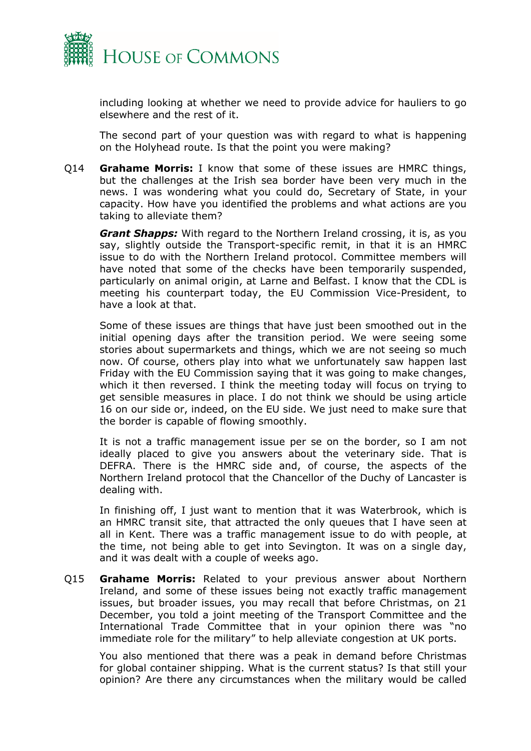including looking at whether we need to provide advice for hauliers to go elsewhere and the rest of it.

The second part of your question was with regard to what is happening on the Holyhead route. Is that the point you were making?

Q14 **Grahame Morris:** I know that some of these issues are HMRC things, but the challenges at the Irish sea border have been very much in the news. I was wondering what you could do, Secretary of State, in your capacity. How have you identified the problems and what actions are you taking to alleviate them?

***Grant Shapps:*** With regard to the Northern Ireland crossing, it is, as you say, slightly outside the Transport-specific remit, in that it is an HMRC issue to do with the Northern Ireland protocol. Committee members will have noted that some of the checks have been temporarily suspended, particularly on animal origin, at Larne and Belfast. I know that the CDL is meeting his counterpart today, the EU Commission Vice-President, to have a look at that.

Some of these issues are things that have just been smoothed out in the initial opening days after the transition period. We were seeing some stories about supermarkets and things, which we are not seeing so much now. Of course, others play into what we unfortunately saw happen last Friday with the EU Commission saying that it was going to make changes, which it then reversed. I think the meeting today will focus on trying to get sensible measures in place. I do not think we should be using article 16 on our side or, indeed, on the EU side. We just need to make sure that the border is capable of flowing smoothly.

It is not a traffic management issue per se on the border, so I am not ideally placed to give you answers about the veterinary side. That is DEFRA. There is the HMRC side and, of course, the aspects of the Northern Ireland protocol that the Chancellor of the Duchy of Lancaster is dealing with.

In finishing off, I just want to mention that it was Waterbrook, which is an HMRC transit site, that attracted the only queues that I have seen at all in Kent. There was a traffic management issue to do with people, at the time, not being able to get into Sevington. It was on a single day, and it was dealt with a couple of weeks ago.

Q15 **Grahame Morris:** Related to your previous answer about Northern Ireland, and some of these issues being not exactly traffic management issues, but broader issues, you may recall that before Christmas, on 21 December, you told a joint meeting of the Transport Committee and the International Trade Committee that in your opinion there was "no immediate role for the military" to help alleviate congestion at UK ports.

You also mentioned that there was a peak in demand before Christmas for global container shipping. What is the current status? Is that still your opinion? Are there any circumstances when the military would be called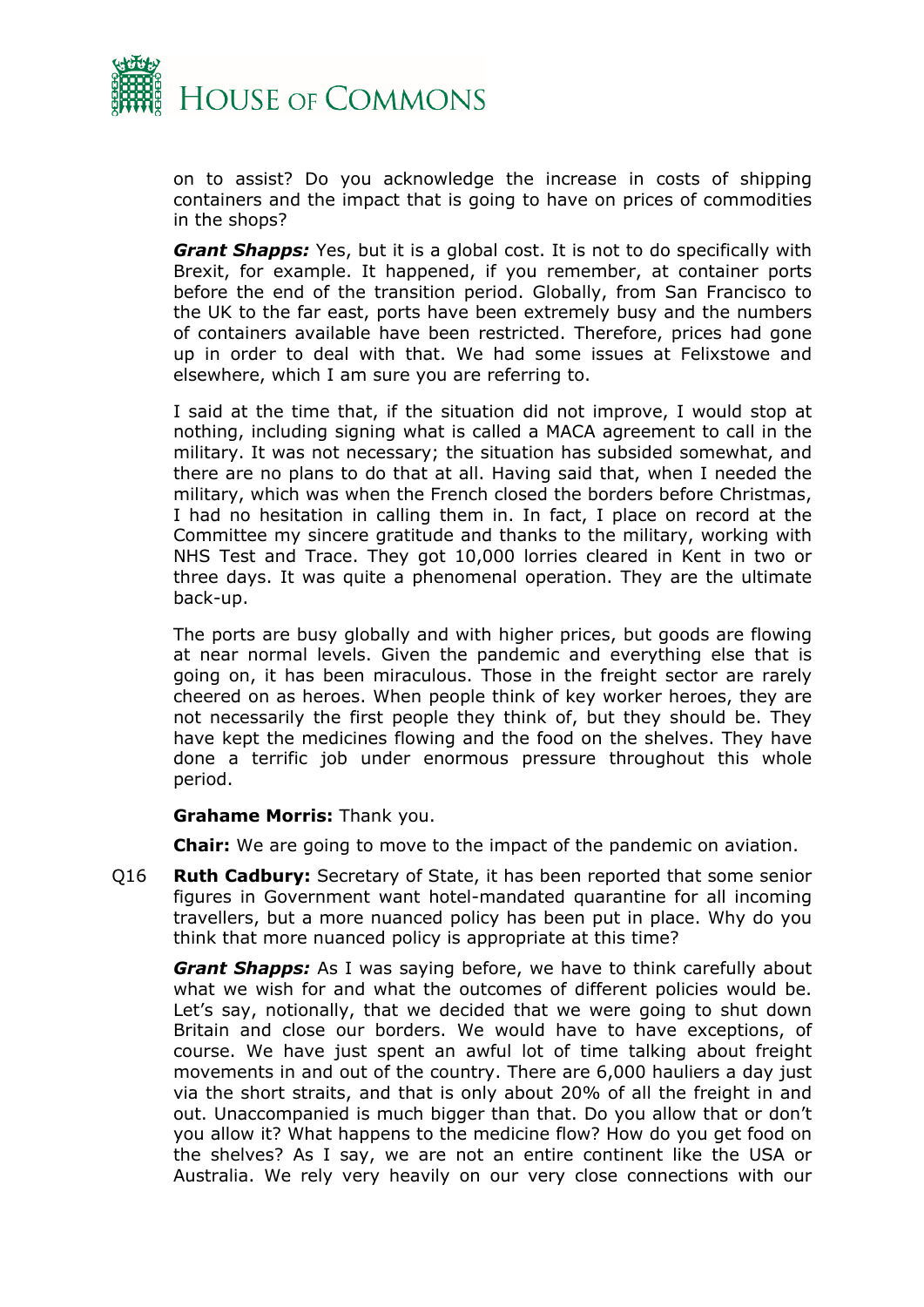on to assist? Do you acknowledge the increase in costs of shipping containers and the impact that is going to have on prices of commodities in the shops?

***Grant Shapps:*** Yes, but it is a global cost. It is not to do specifically with Brexit, for example. It happened, if you remember, at container ports before the end of the transition period. Globally, from San Francisco to the UK to the far east, ports have been extremely busy and the numbers of containers available have been restricted. Therefore, prices had gone up in order to deal with that. We had some issues at Felixstowe and elsewhere, which I am sure you are referring to.

I said at the time that, if the situation did not improve, I would stop at nothing, including signing what is called a MACA agreement to call in the military. It was not necessary; the situation has subsided somewhat, and there are no plans to do that at all. Having said that, when I needed the military, which was when the French closed the borders before Christmas, I had no hesitation in calling them in. In fact, I place on record at the Committee my sincere gratitude and thanks to the military, working with NHS Test and Trace. They got 10,000 lorries cleared in Kent in two or three days. It was quite a phenomenal operation. They are the ultimate back-up.

The ports are busy globally and with higher prices, but goods are flowing at near normal levels. Given the pandemic and everything else that is going on, it has been miraculous. Those in the freight sector are rarely cheered on as heroes. When people think of key worker heroes, they are not necessarily the first people they think of, but they should be. They have kept the medicines flowing and the food on the shelves. They have done a terrific job under enormous pressure throughout this whole period.

**Grahame Morris:** Thank you.

**Chair:** We are going to move to the impact of the pandemic on aviation.

Q16 **Ruth Cadbury:** Secretary of State, it has been reported that some senior figures in Government want hotel-mandated quarantine for all incoming travellers, but a more nuanced policy has been put in place. Why do you think that more nuanced policy is appropriate at this time?

***Grant Shapps:*** As I was saying before, we have to think carefully about what we wish for and what the outcomes of different policies would be. Let's say, notionally, that we decided that we were going to shut down Britain and close our borders. We would have to have exceptions, of course. We have just spent an awful lot of time talking about freight movements in and out of the country. There are 6,000 hauliers a day just via the short straits, and that is only about 20% of all the freight in and out. Unaccompanied is much bigger than that. Do you allow that or don't you allow it? What happens to the medicine flow? How do you get food on the shelves? As I say, we are not an entire continent like the USA or Australia. We rely very heavily on our very close connections with our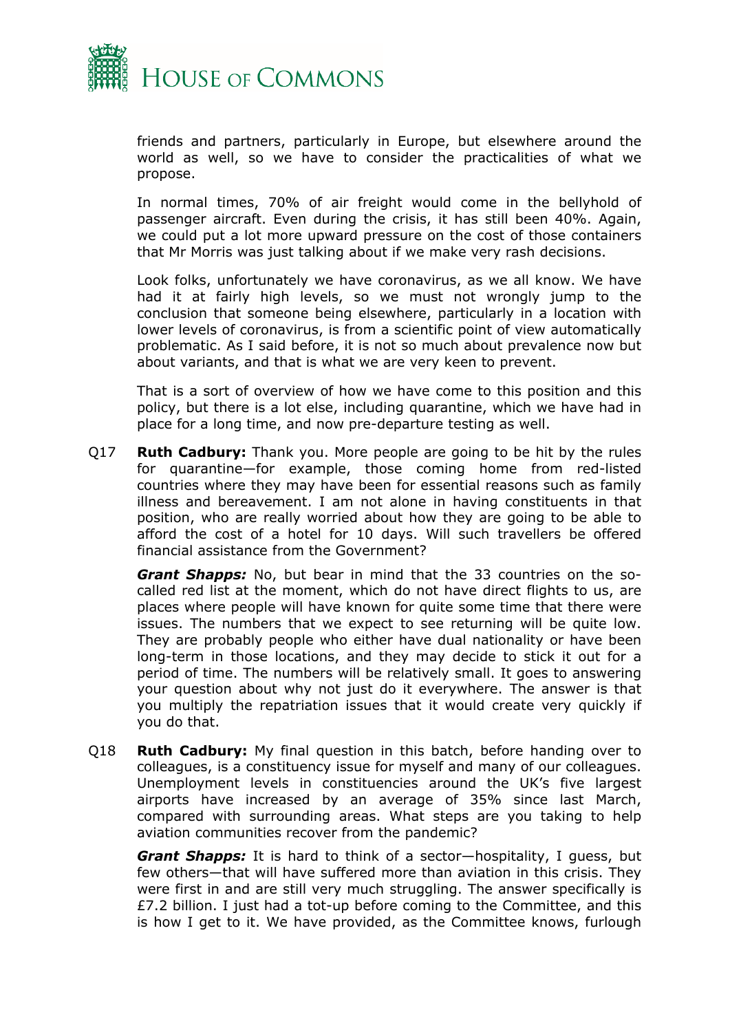friends and partners, particularly in Europe, but elsewhere around the world as well, so we have to consider the practicalities of what we propose.

In normal times, 70% of air freight would come in the bellyhold of passenger aircraft. Even during the crisis, it has still been 40%. Again, we could put a lot more upward pressure on the cost of those containers that Mr Morris was just talking about if we make very rash decisions.

Look folks, unfortunately we have coronavirus, as we all know. We have had it at fairly high levels, so we must not wrongly jump to the conclusion that someone being elsewhere, particularly in a location with lower levels of coronavirus, is from a scientific point of view automatically problematic. As I said before, it is not so much about prevalence now but about variants, and that is what we are very keen to prevent.

That is a sort of overview of how we have come to this position and this policy, but there is a lot else, including quarantine, which we have had in place for a long time, and now pre-departure testing as well.

Q17 **Ruth Cadbury:** Thank you. More people are going to be hit by the rules for quarantine—for example, those coming home from red-listed countries where they may have been for essential reasons such as family illness and bereavement. I am not alone in having constituents in that position, who are really worried about how they are going to be able to afford the cost of a hotel for 10 days. Will such travellers be offered financial assistance from the Government?

***Grant Shapps:*** No, but bear in mind that the 33 countries on the so-called red list at the moment, which do not have direct flights to us, are places where people will have known for quite some time that there were issues. The numbers that we expect to see returning will be quite low. They are probably people who either have dual nationality or have been long-term in those locations, and they may decide to stick it out for a period of time. The numbers will be relatively small. It goes to answering your question about why not just do it everywhere. The answer is that you multiply the repatriation issues that it would create very quickly if you do that.

Q18 **Ruth Cadbury:** My final question in this batch, before handing over to colleagues, is a constituency issue for myself and many of our colleagues. Unemployment levels in constituencies around the UK's five largest airports have increased by an average of 35% since last March, compared with surrounding areas. What steps are you taking to help aviation communities recover from the pandemic?

***Grant Shapps:*** It is hard to think of a sector—hospitality, I guess, but few others—that will have suffered more than aviation in this crisis. They were first in and are still very much struggling. The answer specifically is £7.2 billion. I just had a tot-up before coming to the Committee, and this is how I get to it. We have provided, as the Committee knows, furlough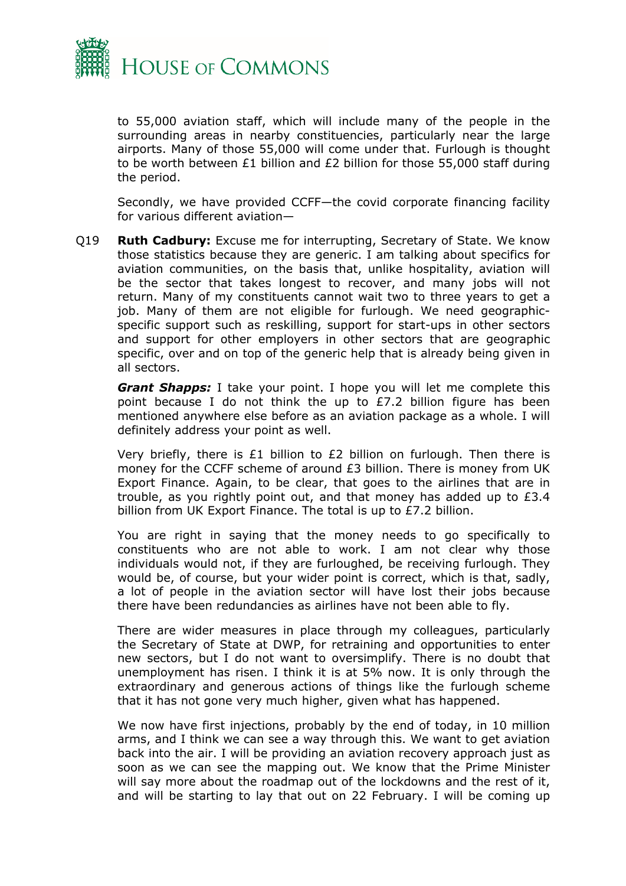to 55,000 aviation staff, which will include many of the people in the surrounding areas in nearby constituencies, particularly near the large airports. Many of those 55,000 will come under that. Furlough is thought to be worth between £1 billion and £2 billion for those 55,000 staff during the period.

Secondly, we have provided CCFF—the covid corporate financing facility for various different aviation—

Q19 **Ruth Cadbury:** Excuse me for interrupting, Secretary of State. We know those statistics because they are generic. I am talking about specifics for aviation communities, on the basis that, unlike hospitality, aviation will be the sector that takes longest to recover, and many jobs will not return. Many of my constituents cannot wait two to three years to get a job. Many of them are not eligible for furlough. We need geographic-specific support such as reskilling, support for start-ups in other sectors and support for other employers in other sectors that are geographic specific, over and on top of the generic help that is already being given in all sectors.

***Grant Shapps:*** I take your point. I hope you will let me complete this point because I do not think the up to £7.2 billion figure has been mentioned anywhere else before as an aviation package as a whole. I will definitely address your point as well.

Very briefly, there is £1 billion to £2 billion on furlough. Then there is money for the CCFF scheme of around £3 billion. There is money from UK Export Finance. Again, to be clear, that goes to the airlines that are in trouble, as you rightly point out, and that money has added up to £3.4 billion from UK Export Finance. The total is up to £7.2 billion.

You are right in saying that the money needs to go specifically to constituents who are not able to work. I am not clear why those individuals would not, if they are furloughed, be receiving furlough. They would be, of course, but your wider point is correct, which is that, sadly, a lot of people in the aviation sector will have lost their jobs because there have been redundancies as airlines have not been able to fly.

There are wider measures in place through my colleagues, particularly the Secretary of State at DWP, for retraining and opportunities to enter new sectors, but I do not want to oversimplify. There is no doubt that unemployment has risen. I think it is at 5% now. It is only through the extraordinary and generous actions of things like the furlough scheme that it has not gone very much higher, given what has happened.

We now have first injections, probably by the end of today, in 10 million arms, and I think we can see a way through this. We want to get aviation back into the air. I will be providing an aviation recovery approach just as soon as we can see the mapping out. We know that the Prime Minister will say more about the roadmap out of the lockdowns and the rest of it, and will be starting to lay that out on 22 February. I will be coming up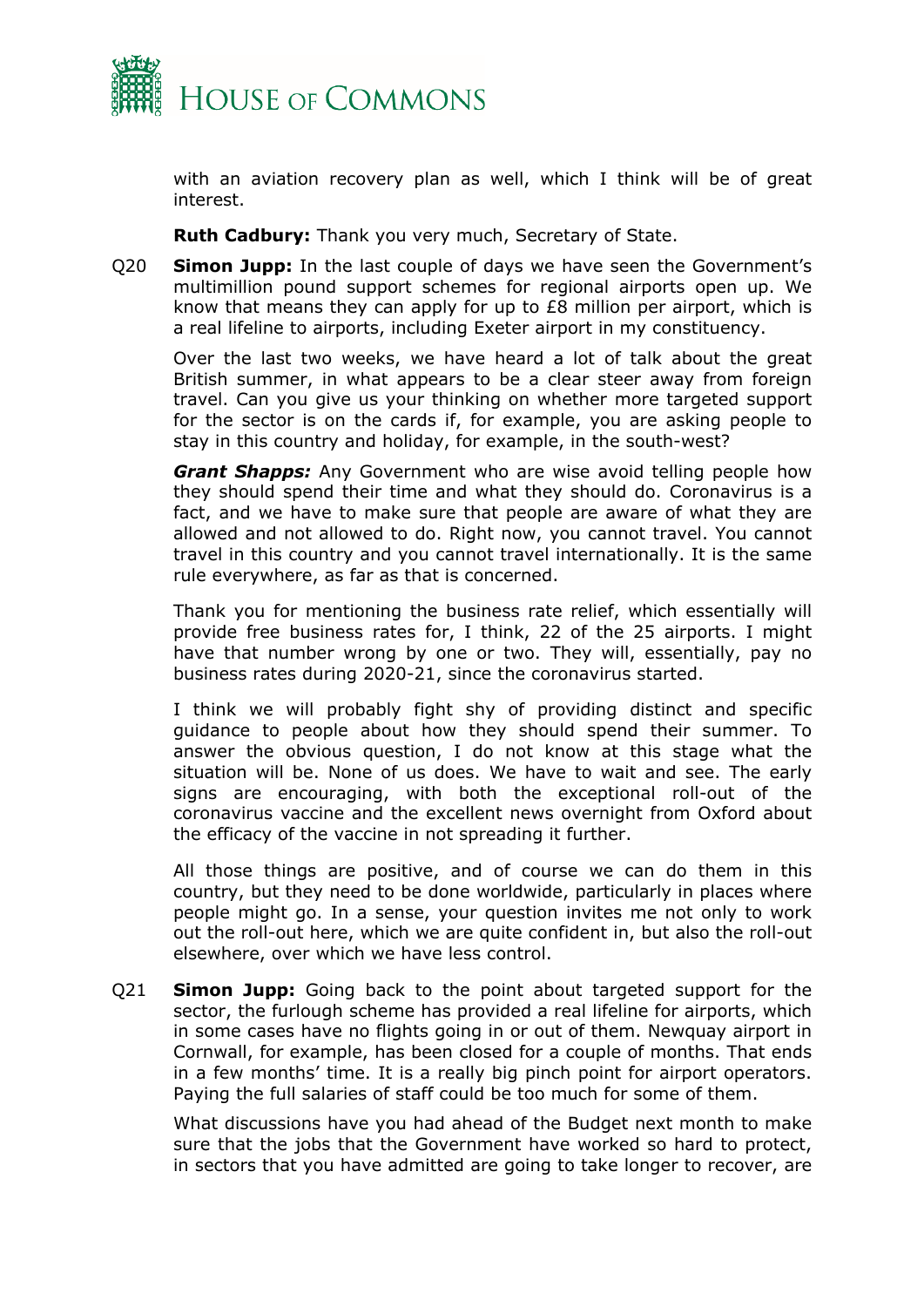with an aviation recovery plan as well, which I think will be of great interest.

**Ruth Cadbury:** Thank you very much, Secretary of State.

Q20 **Simon Jupp:** In the last couple of days we have seen the Government's multimillion pound support schemes for regional airports open up. We know that means they can apply for up to £8 million per airport, which is a real lifeline to airports, including Exeter airport in my constituency.

Over the last two weeks, we have heard a lot of talk about the great British summer, in what appears to be a clear steer away from foreign travel. Can you give us your thinking on whether more targeted support for the sector is on the cards if, for example, you are asking people to stay in this country and holiday, for example, in the south-west?

***Grant Shapps:*** Any Government who are wise avoid telling people how they should spend their time and what they should do. Coronavirus is a fact, and we have to make sure that people are aware of what they are allowed and not allowed to do. Right now, you cannot travel. You cannot travel in this country and you cannot travel internationally. It is the same rule everywhere, as far as that is concerned.

Thank you for mentioning the business rate relief, which essentially will provide free business rates for, I think, 22 of the 25 airports. I might have that number wrong by one or two. They will, essentially, pay no business rates during 2020-21, since the coronavirus started.

I think we will probably fight shy of providing distinct and specific guidance to people about how they should spend their summer. To answer the obvious question, I do not know at this stage what the situation will be. None of us does. We have to wait and see. The early signs are encouraging, with both the exceptional roll-out of the coronavirus vaccine and the excellent news overnight from Oxford about the efficacy of the vaccine in not spreading it further.

All those things are positive, and of course we can do them in this country, but they need to be done worldwide, particularly in places where people might go. In a sense, your question invites me not only to work out the roll-out here, which we are quite confident in, but also the roll-out elsewhere, over which we have less control.

Q21 **Simon Jupp:** Going back to the point about targeted support for the sector, the furlough scheme has provided a real lifeline for airports, which in some cases have no flights going in or out of them. Newquay airport in Cornwall, for example, has been closed for a couple of months. That ends in a few months' time. It is a really big pinch point for airport operators. Paying the full salaries of staff could be too much for some of them.

What discussions have you had ahead of the Budget next month to make sure that the jobs that the Government have worked so hard to protect, in sectors that you have admitted are going to take longer to recover, are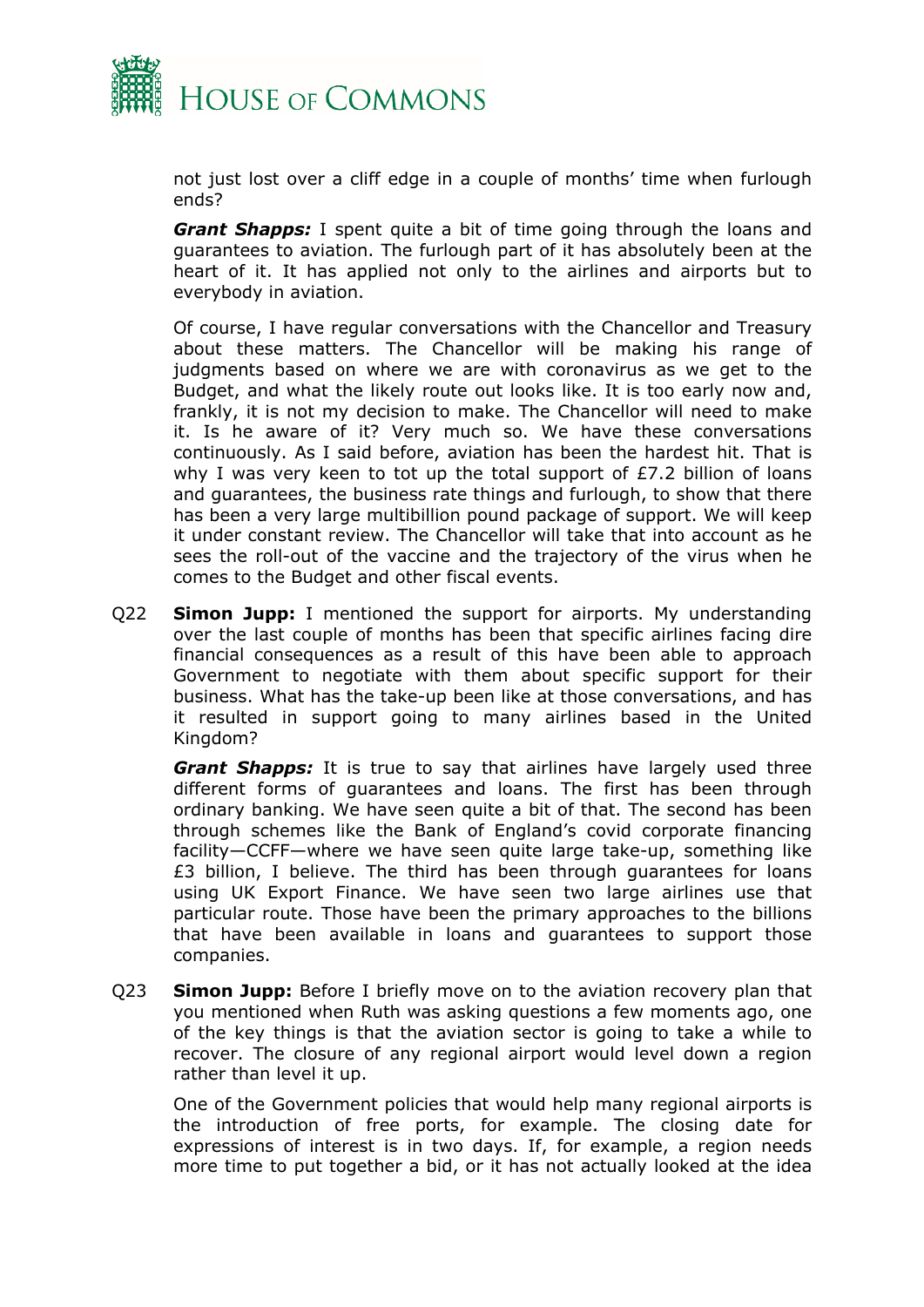not just lost over a cliff edge in a couple of months' time when furlough ends?

***Grant Shapps:*** I spent quite a bit of time going through the loans and guarantees to aviation. The furlough part of it has absolutely been at the heart of it. It has applied not only to the airlines and airports but to everybody in aviation.

Of course, I have regular conversations with the Chancellor and Treasury about these matters. The Chancellor will be making his range of judgments based on where we are with coronavirus as we get to the Budget, and what the likely route out looks like. It is too early now and, frankly, it is not my decision to make. The Chancellor will need to make it. Is he aware of it? Very much so. We have these conversations continuously. As I said before, aviation has been the hardest hit. That is why I was very keen to tot up the total support of £7.2 billion of loans and guarantees, the business rate things and furlough, to show that there has been a very large multibillion pound package of support. We will keep it under constant review. The Chancellor will take that into account as he sees the roll-out of the vaccine and the trajectory of the virus when he comes to the Budget and other fiscal events.

Q22 **Simon Jupp:** I mentioned the support for airports. My understanding over the last couple of months has been that specific airlines facing dire financial consequences as a result of this have been able to approach Government to negotiate with them about specific support for their business. What has the take-up been like at those conversations, and has it resulted in support going to many airlines based in the United Kingdom?

***Grant Shapps:*** It is true to say that airlines have largely used three different forms of guarantees and loans. The first has been through ordinary banking. We have seen quite a bit of that. The second has been through schemes like the Bank of England's covid corporate financing facility—CCFF—where we have seen quite large take-up, something like £3 billion, I believe. The third has been through guarantees for loans using UK Export Finance. We have seen two large airlines use that particular route. Those have been the primary approaches to the billions that have been available in loans and guarantees to support those companies.

Q23 **Simon Jupp:** Before I briefly move on to the aviation recovery plan that you mentioned when Ruth was asking questions a few moments ago, one of the key things is that the aviation sector is going to take a while to recover. The closure of any regional airport would level down a region rather than level it up.

One of the Government policies that would help many regional airports is the introduction of free ports, for example. The closing date for expressions of interest is in two days. If, for example, a region needs more time to put together a bid, or it has not actually looked at the idea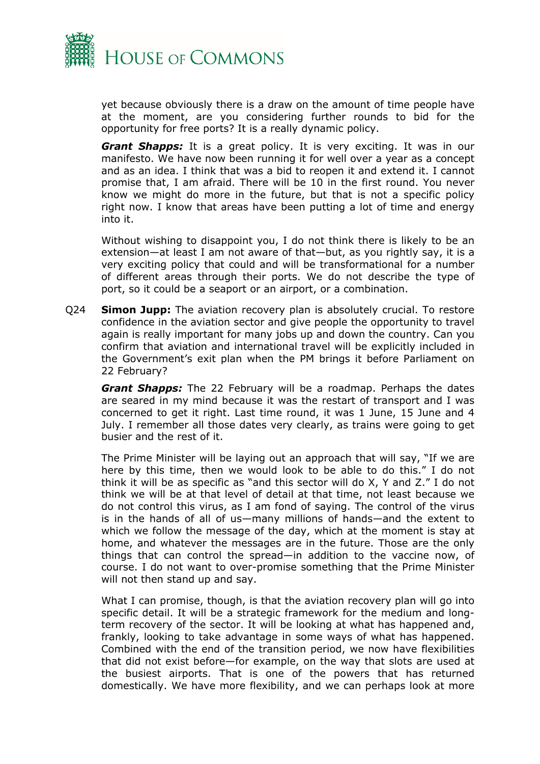yet because obviously there is a draw on the amount of time people have at the moment, are you considering further rounds to bid for the opportunity for free ports? It is a really dynamic policy.

***Grant Shapps:*** It is a great policy. It is very exciting. It was in our manifesto. We have now been running it for well over a year as a concept and as an idea. I think that was a bid to reopen it and extend it. I cannot promise that, I am afraid. There will be 10 in the first round. You never know we might do more in the future, but that is not a specific policy right now. I know that areas have been putting a lot of time and energy into it.

Without wishing to disappoint you, I do not think there is likely to be an extension—at least I am not aware of that—but, as you rightly say, it is a very exciting policy that could and will be transformational for a number of different areas through their ports. We do not describe the type of port, so it could be a seaport or an airport, or a combination.

Q24 **Simon Jupp:** The aviation recovery plan is absolutely crucial. To restore confidence in the aviation sector and give people the opportunity to travel again is really important for many jobs up and down the country. Can you confirm that aviation and international travel will be explicitly included in the Government's exit plan when the PM brings it before Parliament on 22 February?

***Grant Shapps:*** The 22 February will be a roadmap. Perhaps the dates are seared in my mind because it was the restart of transport and I was concerned to get it right. Last time round, it was 1 June, 15 June and 4 July. I remember all those dates very clearly, as trains were going to get busier and the rest of it.

The Prime Minister will be laying out an approach that will say, "If we are here by this time, then we would look to be able to do this." I do not think it will be as specific as "and this sector will do X, Y and Z." I do not think we will be at that level of detail at that time, not least because we do not control this virus, as I am fond of saying. The control of the virus is in the hands of all of us—many millions of hands—and the extent to which we follow the message of the day, which at the moment is stay at home, and whatever the messages are in the future. Those are the only things that can control the spread—in addition to the vaccine now, of course. I do not want to over-promise something that the Prime Minister will not then stand up and say.

What I can promise, though, is that the aviation recovery plan will go into specific detail. It will be a strategic framework for the medium and long-term recovery of the sector. It will be looking at what has happened and, frankly, looking to take advantage in some ways of what has happened. Combined with the end of the transition period, we now have flexibilities that did not exist before—for example, on the way that slots are used at the busiest airports. That is one of the powers that has returned domestically. We have more flexibility, and we can perhaps look at more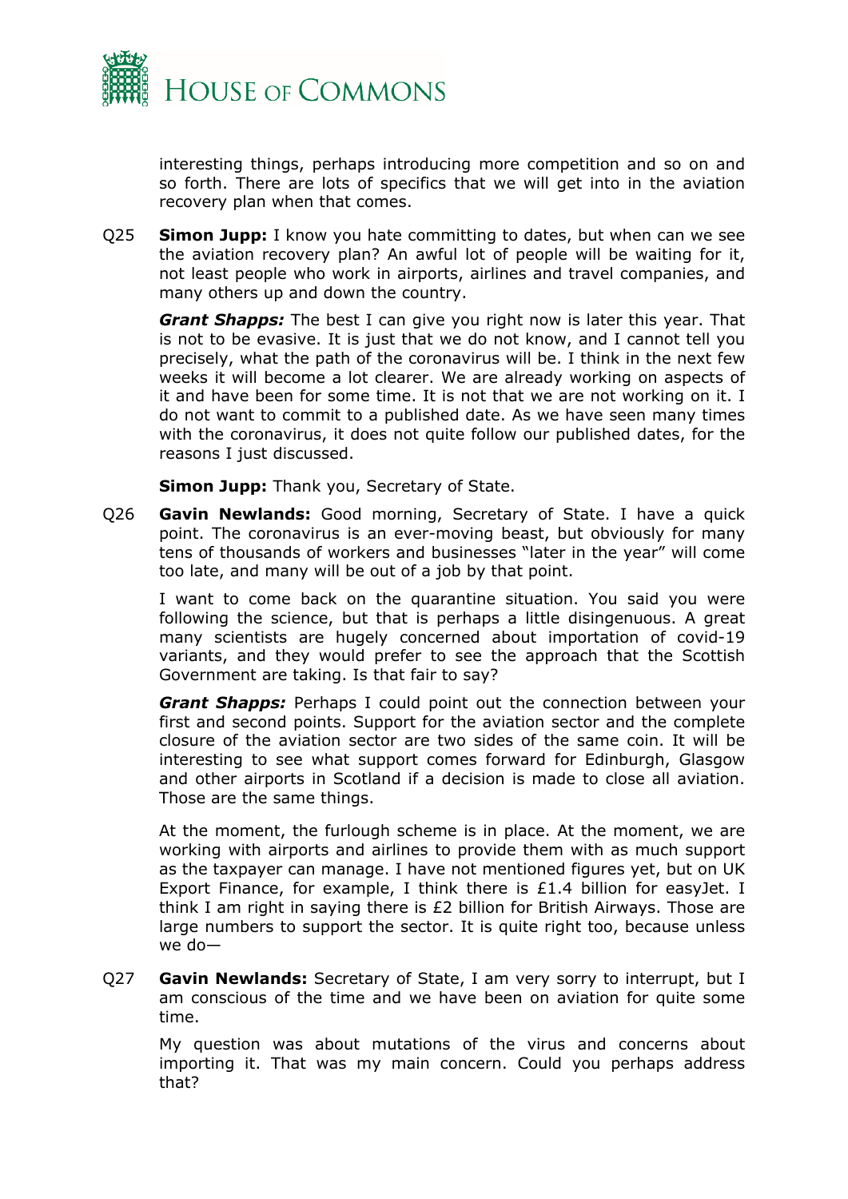interesting things, perhaps introducing more competition and so on and so forth. There are lots of specifics that we will get into in the aviation recovery plan when that comes.

Q25 **Simon Jupp:** I know you hate committing to dates, but when can we see the aviation recovery plan? An awful lot of people will be waiting for it, not least people who work in airports, airlines and travel companies, and many others up and down the country.

***Grant Shapps:*** The best I can give you right now is later this year. That is not to be evasive. It is just that we do not know, and I cannot tell you precisely, what the path of the coronavirus will be. I think in the next few weeks it will become a lot clearer. We are already working on aspects of it and have been for some time. It is not that we are not working on it. I do not want to commit to a published date. As we have seen many times with the coronavirus, it does not quite follow our published dates, for the reasons I just discussed.

**Simon Jupp:** Thank you, Secretary of State.

Q26 **Gavin Newlands:** Good morning, Secretary of State. I have a quick point. The coronavirus is an ever-moving beast, but obviously for many tens of thousands of workers and businesses "later in the year" will come too late, and many will be out of a job by that point.

I want to come back on the quarantine situation. You said you were following the science, but that is perhaps a little disingenuous. A great many scientists are hugely concerned about importation of covid-19 variants, and they would prefer to see the approach that the Scottish Government are taking. Is that fair to say?

***Grant Shapps:*** Perhaps I could point out the connection between your first and second points. Support for the aviation sector and the complete closure of the aviation sector are two sides of the same coin. It will be interesting to see what support comes forward for Edinburgh, Glasgow and other airports in Scotland if a decision is made to close all aviation. Those are the same things.

At the moment, the furlough scheme is in place. At the moment, we are working with airports and airlines to provide them with as much support as the taxpayer can manage. I have not mentioned figures yet, but on UK Export Finance, for example, I think there is £1.4 billion for easyJet. I think I am right in saying there is £2 billion for British Airways. Those are large numbers to support the sector. It is quite right too, because unless we do—

Q27 **Gavin Newlands:** Secretary of State, I am very sorry to interrupt, but I am conscious of the time and we have been on aviation for quite some time.

My question was about mutations of the virus and concerns about importing it. That was my main concern. Could you perhaps address that?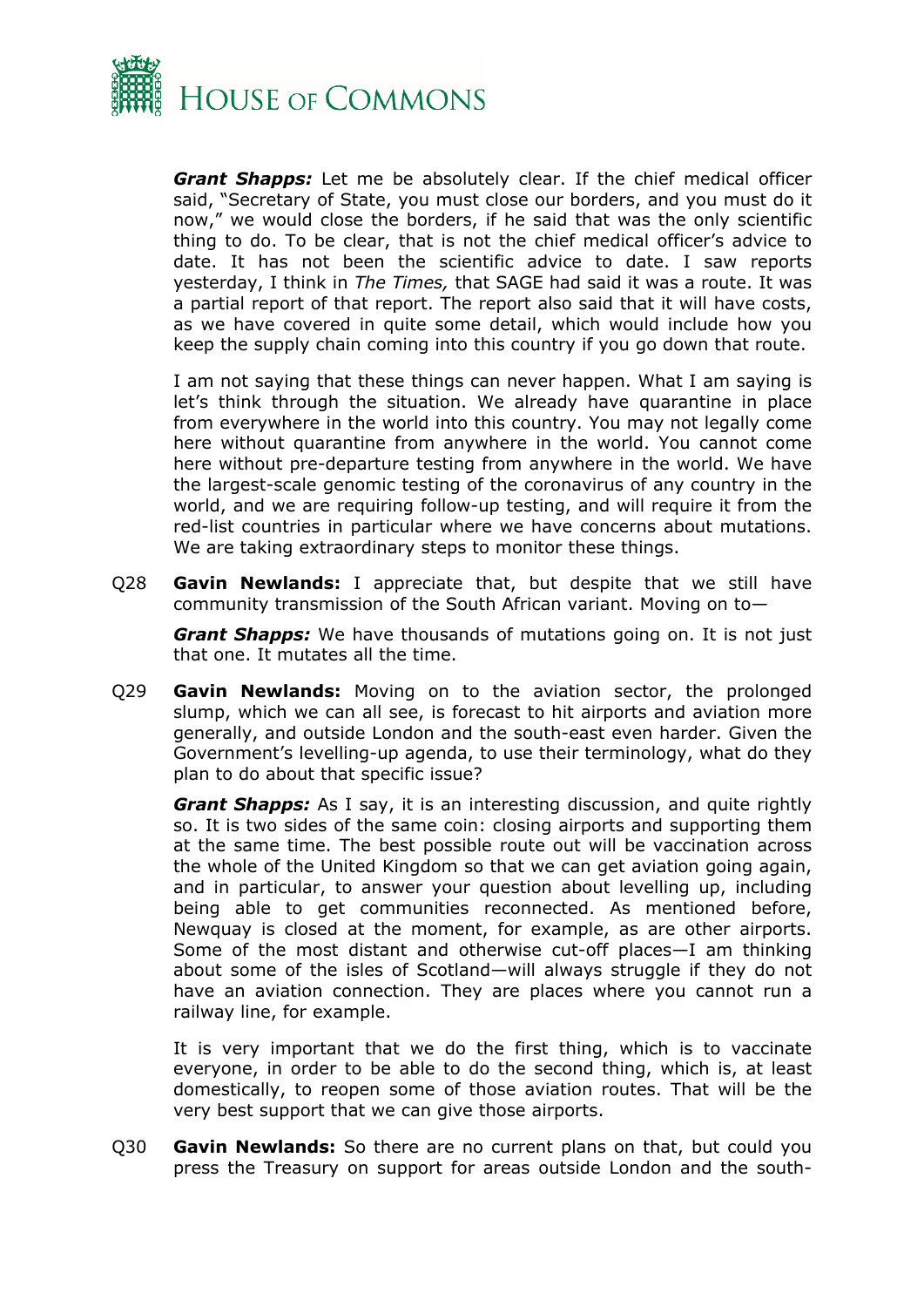***Grant Shapps:*** Let me be absolutely clear. If the chief medical officer said, "Secretary of State, you must close our borders, and you must do it now," we would close the borders, if he said that was the only scientific thing to do. To be clear, that is not the chief medical officer's advice to date. It has not been the scientific advice to date. I saw reports yesterday, I think in *The Times,* that SAGE had said it was a route. It was a partial report of that report. The report also said that it will have costs, as we have covered in quite some detail, which would include how you keep the supply chain coming into this country if you go down that route.

I am not saying that these things can never happen. What I am saying is let's think through the situation. We already have quarantine in place from everywhere in the world into this country. You may not legally come here without quarantine from anywhere in the world. You cannot come here without pre-departure testing from anywhere in the world. We have the largest-scale genomic testing of the coronavirus of any country in the world, and we are requiring follow-up testing, and will require it from the red-list countries in particular where we have concerns about mutations. We are taking extraordinary steps to monitor these things.

Q28 **Gavin Newlands:** I appreciate that, but despite that we still have community transmission of the South African variant. Moving on to—

***Grant Shapps:*** We have thousands of mutations going on. It is not just that one. It mutates all the time.

Q29 **Gavin Newlands:** Moving on to the aviation sector, the prolonged slump, which we can all see, is forecast to hit airports and aviation more generally, and outside London and the south-east even harder. Given the Government's levelling-up agenda, to use their terminology, what do they plan to do about that specific issue?

***Grant Shapps:*** As I say, it is an interesting discussion, and quite rightly so. It is two sides of the same coin: closing airports and supporting them at the same time. The best possible route out will be vaccination across the whole of the United Kingdom so that we can get aviation going again, and in particular, to answer your question about levelling up, including being able to get communities reconnected. As mentioned before, Newquay is closed at the moment, for example, as are other airports. Some of the most distant and otherwise cut-off places—I am thinking about some of the isles of Scotland—will always struggle if they do not have an aviation connection. They are places where you cannot run a railway line, for example.

It is very important that we do the first thing, which is to vaccinate everyone, in order to be able to do the second thing, which is, at least domestically, to reopen some of those aviation routes. That will be the very best support that we can give those airports.

Q30 **Gavin Newlands:** So there are no current plans on that, but could you press the Treasury on support for areas outside London and the south-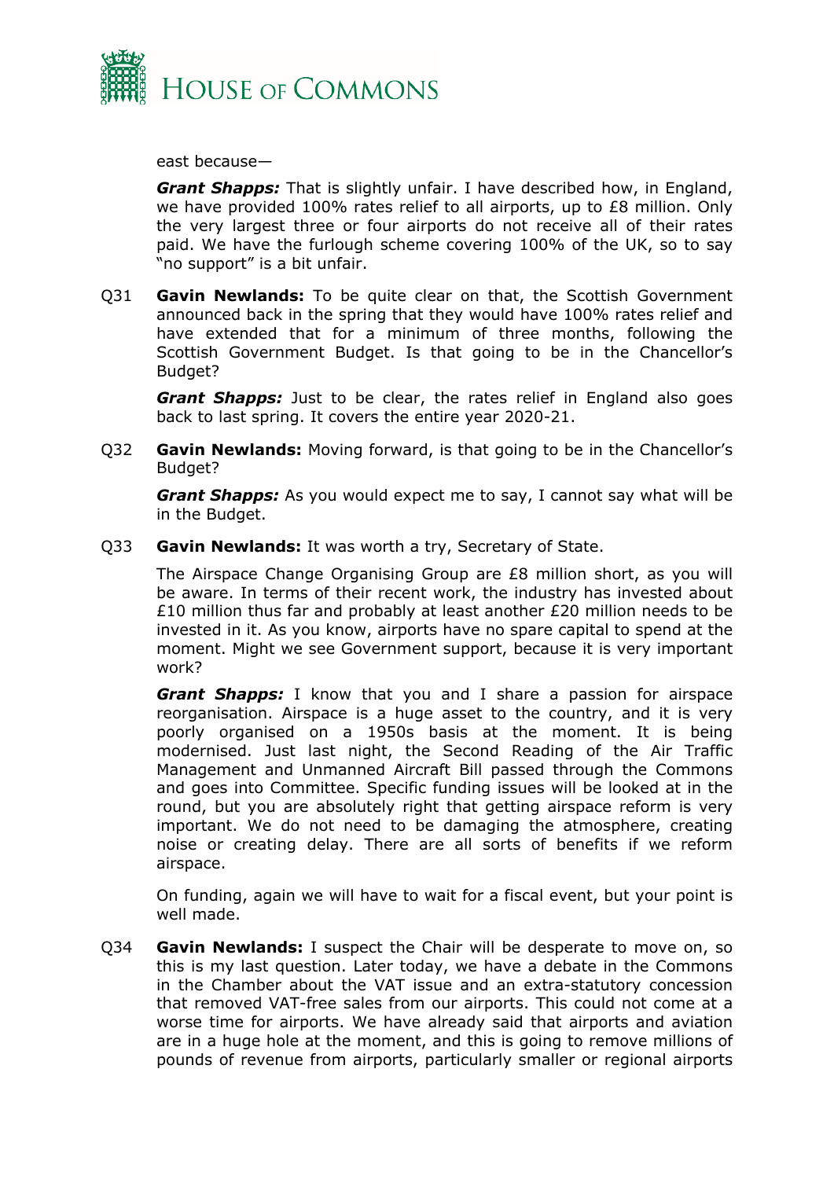east because—

***Grant Shapps:*** That is slightly unfair. I have described how, in England, we have provided 100% rates relief to all airports, up to £8 million. Only the very largest three or four airports do not receive all of their rates paid. We have the furlough scheme covering 100% of the UK, so to say "no support" is a bit unfair.

Q31 **Gavin Newlands:** To be quite clear on that, the Scottish Government announced back in the spring that they would have 100% rates relief and have extended that for a minimum of three months, following the Scottish Government Budget. Is that going to be in the Chancellor's Budget?

***Grant Shapps:*** Just to be clear, the rates relief in England also goes back to last spring. It covers the entire year 2020-21.

Q32 **Gavin Newlands:** Moving forward, is that going to be in the Chancellor's Budget?

***Grant Shapps:*** As you would expect me to say, I cannot say what will be in the Budget.

Q33 **Gavin Newlands:** It was worth a try, Secretary of State.

The Airspace Change Organising Group are £8 million short, as you will be aware. In terms of their recent work, the industry has invested about £10 million thus far and probably at least another £20 million needs to be invested in it. As you know, airports have no spare capital to spend at the moment. Might we see Government support, because it is very important work?

***Grant Shapps:*** I know that you and I share a passion for airspace reorganisation. Airspace is a huge asset to the country, and it is very poorly organised on a 1950s basis at the moment. It is being modernised. Just last night, the Second Reading of the Air Traffic Management and Unmanned Aircraft Bill passed through the Commons and goes into Committee. Specific funding issues will be looked at in the round, but you are absolutely right that getting airspace reform is very important. We do not need to be damaging the atmosphere, creating noise or creating delay. There are all sorts of benefits if we reform airspace.

On funding, again we will have to wait for a fiscal event, but your point is well made.

Q34 **Gavin Newlands:** I suspect the Chair will be desperate to move on, so this is my last question. Later today, we have a debate in the Commons in the Chamber about the VAT issue and an extra-statutory concession that removed VAT-free sales from our airports. This could not come at a worse time for airports. We have already said that airports and aviation are in a huge hole at the moment, and this is going to remove millions of pounds of revenue from airports, particularly smaller or regional airports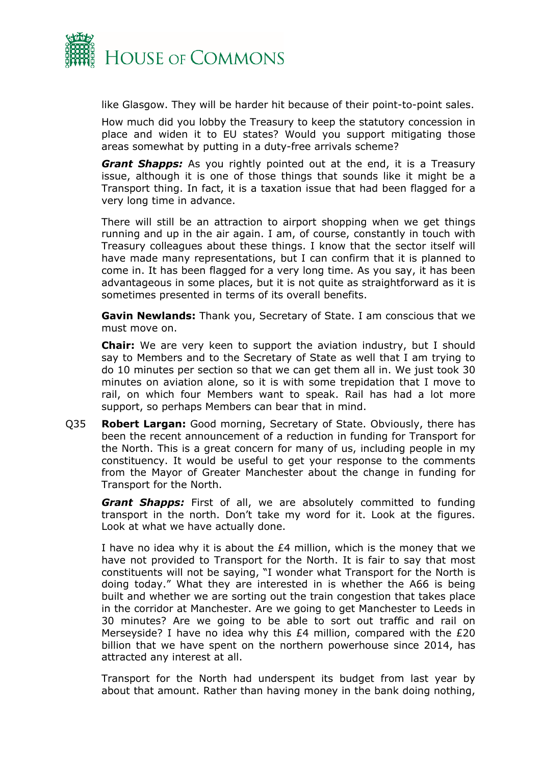like Glasgow. They will be harder hit because of their point-to-point sales.

How much did you lobby the Treasury to keep the statutory concession in place and widen it to EU states? Would you support mitigating those areas somewhat by putting in a duty-free arrivals scheme?

***Grant Shapps:*** As you rightly pointed out at the end, it is a Treasury issue, although it is one of those things that sounds like it might be a Transport thing. In fact, it is a taxation issue that had been flagged for a very long time in advance.

There will still be an attraction to airport shopping when we get things running and up in the air again. I am, of course, constantly in touch with Treasury colleagues about these things. I know that the sector itself will have made many representations, but I can confirm that it is planned to come in. It has been flagged for a very long time. As you say, it has been advantageous in some places, but it is not quite as straightforward as it is sometimes presented in terms of its overall benefits.

**Gavin Newlands:** Thank you, Secretary of State. I am conscious that we must move on.

**Chair:** We are very keen to support the aviation industry, but I should say to Members and to the Secretary of State as well that I am trying to do 10 minutes per section so that we can get them all in. We just took 30 minutes on aviation alone, so it is with some trepidation that I move to rail, on which four Members want to speak. Rail has had a lot more support, so perhaps Members can bear that in mind.

Q35 **Robert Largan:** Good morning, Secretary of State. Obviously, there has been the recent announcement of a reduction in funding for Transport for the North. This is a great concern for many of us, including people in my constituency. It would be useful to get your response to the comments from the Mayor of Greater Manchester about the change in funding for Transport for the North.

***Grant Shapps:*** First of all, we are absolutely committed to funding transport in the north. Don't take my word for it. Look at the figures. Look at what we have actually done.

I have no idea why it is about the £4 million, which is the money that we have not provided to Transport for the North. It is fair to say that most constituents will not be saying, "I wonder what Transport for the North is doing today." What they are interested in is whether the A66 is being built and whether we are sorting out the train congestion that takes place in the corridor at Manchester. Are we going to get Manchester to Leeds in 30 minutes? Are we going to be able to sort out traffic and rail on Merseyside? I have no idea why this £4 million, compared with the £20 billion that we have spent on the northern powerhouse since 2014, has attracted any interest at all.

Transport for the North had underspent its budget from last year by about that amount. Rather than having money in the bank doing nothing,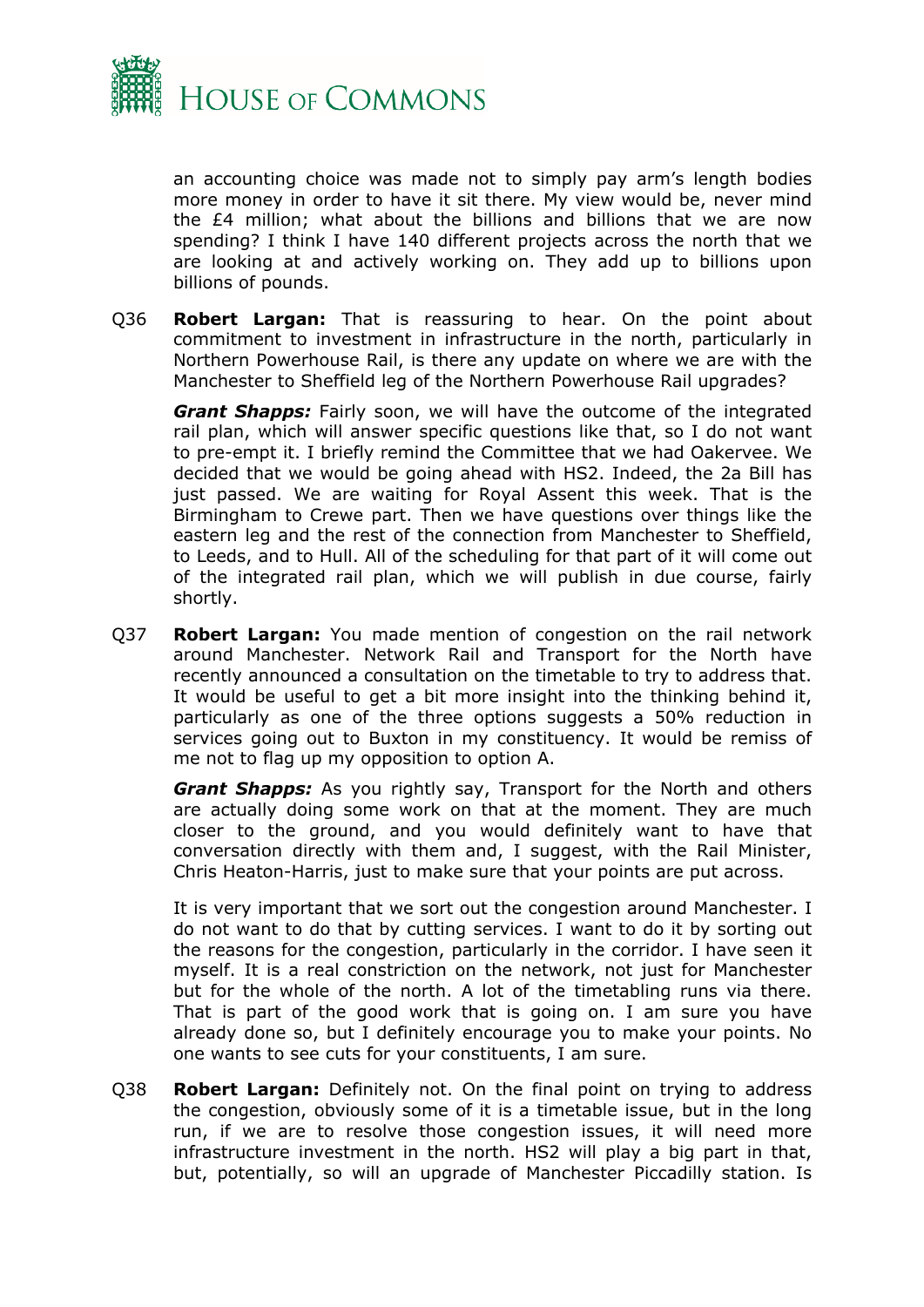an accounting choice was made not to simply pay arm's length bodies more money in order to have it sit there. My view would be, never mind the £4 million; what about the billions and billions that we are now spending? I think I have 140 different projects across the north that we are looking at and actively working on. They add up to billions upon billions of pounds.

Q36 **Robert Largan:** That is reassuring to hear. On the point about commitment to investment in infrastructure in the north, particularly in Northern Powerhouse Rail, is there any update on where we are with the Manchester to Sheffield leg of the Northern Powerhouse Rail upgrades?

***Grant Shapps:*** Fairly soon, we will have the outcome of the integrated rail plan, which will answer specific questions like that, so I do not want to pre-empt it. I briefly remind the Committee that we had Oakervee. We decided that we would be going ahead with HS2. Indeed, the 2a Bill has just passed. We are waiting for Royal Assent this week. That is the Birmingham to Crewe part. Then we have questions over things like the eastern leg and the rest of the connection from Manchester to Sheffield, to Leeds, and to Hull. All of the scheduling for that part of it will come out of the integrated rail plan, which we will publish in due course, fairly shortly.

Q37 **Robert Largan:** You made mention of congestion on the rail network around Manchester. Network Rail and Transport for the North have recently announced a consultation on the timetable to try to address that. It would be useful to get a bit more insight into the thinking behind it, particularly as one of the three options suggests a 50% reduction in services going out to Buxton in my constituency. It would be remiss of me not to flag up my opposition to option A.

***Grant Shapps:*** As you rightly say, Transport for the North and others are actually doing some work on that at the moment. They are much closer to the ground, and you would definitely want to have that conversation directly with them and, I suggest, with the Rail Minister, Chris Heaton-Harris, just to make sure that your points are put across.

It is very important that we sort out the congestion around Manchester. I do not want to do that by cutting services. I want to do it by sorting out the reasons for the congestion, particularly in the corridor. I have seen it myself. It is a real constriction on the network, not just for Manchester but for the whole of the north. A lot of the timetabling runs via there. That is part of the good work that is going on. I am sure you have already done so, but I definitely encourage you to make your points. No one wants to see cuts for your constituents, I am sure.

Q38 **Robert Largan:** Definitely not. On the final point on trying to address the congestion, obviously some of it is a timetable issue, but in the long run, if we are to resolve those congestion issues, it will need more infrastructure investment in the north. HS2 will play a big part in that, but, potentially, so will an upgrade of Manchester Piccadilly station. Is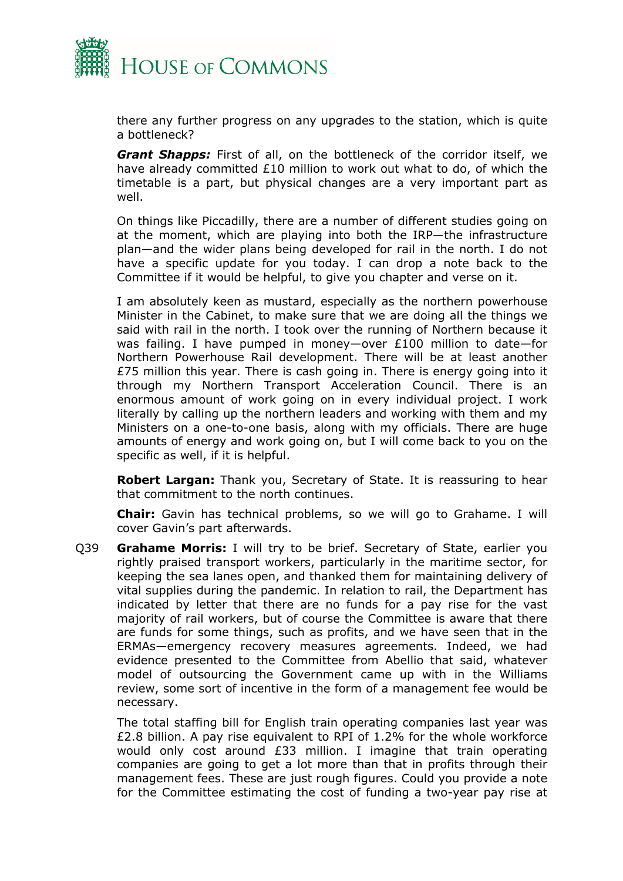there any further progress on any upgrades to the station, which is quite a bottleneck?

***Grant Shapps:*** First of all, on the bottleneck of the corridor itself, we have already committed £10 million to work out what to do, of which the timetable is a part, but physical changes are a very important part as well.

On things like Piccadilly, there are a number of different studies going on at the moment, which are playing into both the IRP—the infrastructure plan—and the wider plans being developed for rail in the north. I do not have a specific update for you today. I can drop a note back to the Committee if it would be helpful, to give you chapter and verse on it.

I am absolutely keen as mustard, especially as the northern powerhouse Minister in the Cabinet, to make sure that we are doing all the things we said with rail in the north. I took over the running of Northern because it was failing. I have pumped in money—over £100 million to date—for Northern Powerhouse Rail development. There will be at least another £75 million this year. There is cash going in. There is energy going into it through my Northern Transport Acceleration Council. There is an enormous amount of work going on in every individual project. I work literally by calling up the northern leaders and working with them and my Ministers on a one-to-one basis, along with my officials. There are huge amounts of energy and work going on, but I will come back to you on the specific as well, if it is helpful.

**Robert Largan:** Thank you, Secretary of State. It is reassuring to hear that commitment to the north continues.

**Chair:** Gavin has technical problems, so we will go to Grahame. I will cover Gavin's part afterwards.

Q39 **Grahame Morris:** I will try to be brief. Secretary of State, earlier you rightly praised transport workers, particularly in the maritime sector, for keeping the sea lanes open, and thanked them for maintaining delivery of vital supplies during the pandemic. In relation to rail, the Department has indicated by letter that there are no funds for a pay rise for the vast majority of rail workers, but of course the Committee is aware that there are funds for some things, such as profits, and we have seen that in the ERMAs—emergency recovery measures agreements. Indeed, we had evidence presented to the Committee from Abellio that said, whatever model of outsourcing the Government came up with in the Williams review, some sort of incentive in the form of a management fee would be necessary.

The total staffing bill for English train operating companies last year was £2.8 billion. A pay rise equivalent to RPI of 1.2% for the whole workforce would only cost around £33 million. I imagine that train operating companies are going to get a lot more than that in profits through their management fees. These are just rough figures. Could you provide a note for the Committee estimating the cost of funding a two-year pay rise at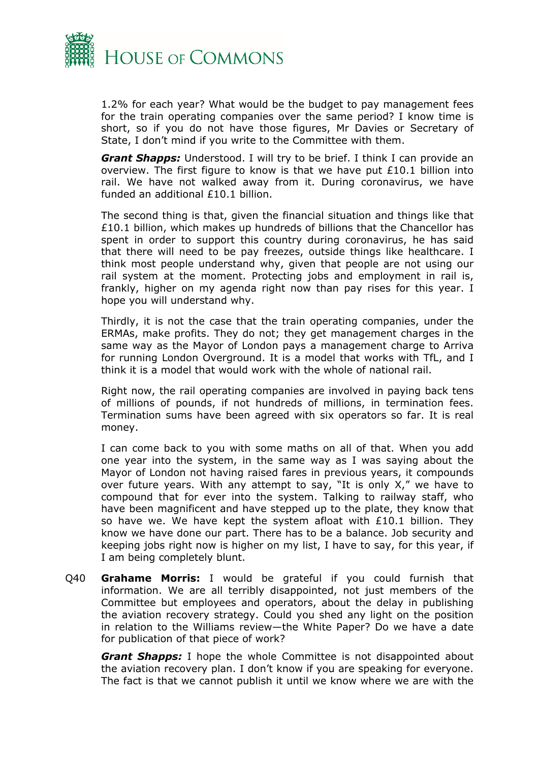1.2% for each year? What would be the budget to pay management fees for the train operating companies over the same period? I know time is short, so if you do not have those figures, Mr Davies or Secretary of State, I don't mind if you write to the Committee with them.

***Grant Shapps:*** Understood. I will try to be brief. I think I can provide an overview. The first figure to know is that we have put £10.1 billion into rail. We have not walked away from it. During coronavirus, we have funded an additional £10.1 billion.

The second thing is that, given the financial situation and things like that £10.1 billion, which makes up hundreds of billions that the Chancellor has spent in order to support this country during coronavirus, he has said that there will need to be pay freezes, outside things like healthcare. I think most people understand why, given that people are not using our rail system at the moment. Protecting jobs and employment in rail is, frankly, higher on my agenda right now than pay rises for this year. I hope you will understand why.

Thirdly, it is not the case that the train operating companies, under the ERMAs, make profits. They do not; they get management charges in the same way as the Mayor of London pays a management charge to Arriva for running London Overground. It is a model that works with TfL, and I think it is a model that would work with the whole of national rail.

Right now, the rail operating companies are involved in paying back tens of millions of pounds, if not hundreds of millions, in termination fees. Termination sums have been agreed with six operators so far. It is real money.

I can come back to you with some maths on all of that. When you add one year into the system, in the same way as I was saying about the Mayor of London not having raised fares in previous years, it compounds over future years. With any attempt to say, "It is only X," we have to compound that for ever into the system. Talking to railway staff, who have been magnificent and have stepped up to the plate, they know that so have we. We have kept the system afloat with £10.1 billion. They know we have done our part. There has to be a balance. Job security and keeping jobs right now is higher on my list, I have to say, for this year, if I am being completely blunt.

Q40 **Grahame Morris:** I would be grateful if you could furnish that information. We are all terribly disappointed, not just members of the Committee but employees and operators, about the delay in publishing the aviation recovery strategy. Could you shed any light on the position in relation to the Williams review—the White Paper? Do we have a date for publication of that piece of work?

***Grant Shapps:*** I hope the whole Committee is not disappointed about the aviation recovery plan. I don't know if you are speaking for everyone. The fact is that we cannot publish it until we know where we are with the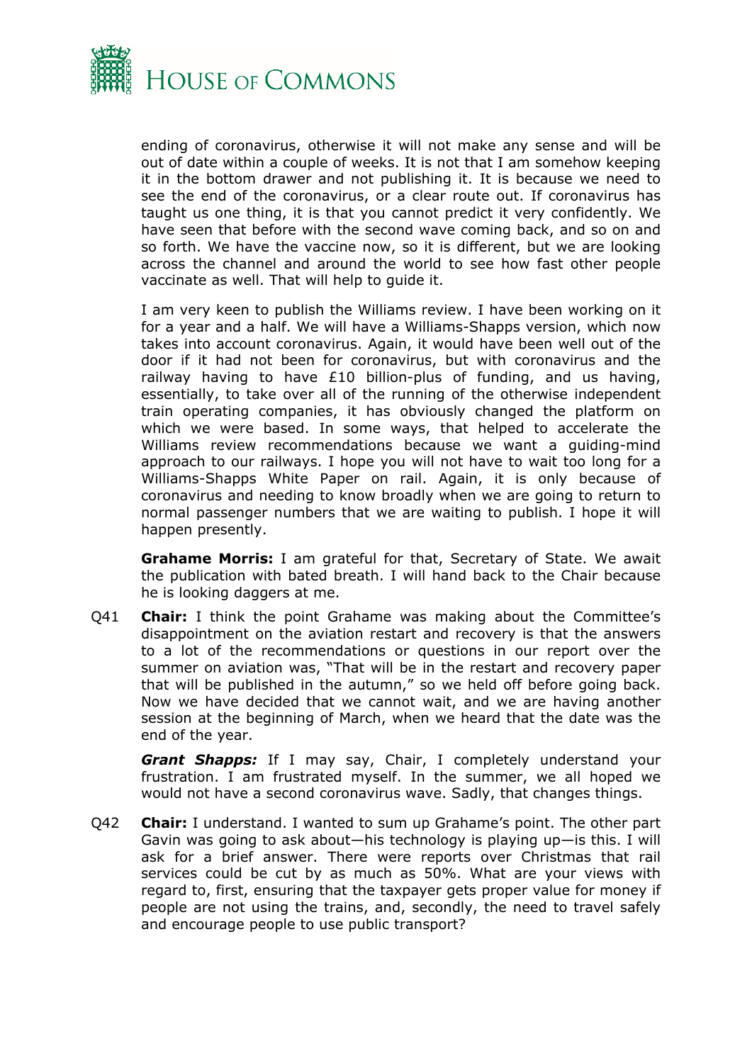ending of coronavirus, otherwise it will not make any sense and will be out of date within a couple of weeks. It is not that I am somehow keeping it in the bottom drawer and not publishing it. It is because we need to see the end of the coronavirus, or a clear route out. If coronavirus has taught us one thing, it is that you cannot predict it very confidently. We have seen that before with the second wave coming back, and so on and so forth. We have the vaccine now, so it is different, but we are looking across the channel and around the world to see how fast other people vaccinate as well. That will help to guide it.

I am very keen to publish the Williams review. I have been working on it for a year and a half. We will have a Williams-Shapps version, which now takes into account coronavirus. Again, it would have been well out of the door if it had not been for coronavirus, but with coronavirus and the railway having to have £10 billion-plus of funding, and us having, essentially, to take over all of the running of the otherwise independent train operating companies, it has obviously changed the platform on which we were based. In some ways, that helped to accelerate the Williams review recommendations because we want a guiding-mind approach to our railways. I hope you will not have to wait too long for a Williams-Shapps White Paper on rail. Again, it is only because of coronavirus and needing to know broadly when we are going to return to normal passenger numbers that we are waiting to publish. I hope it will happen presently.

**Grahame Morris:** I am grateful for that, Secretary of State. We await the publication with bated breath. I will hand back to the Chair because he is looking daggers at me.

Q41 **Chair:** I think the point Grahame was making about the Committee's disappointment on the aviation restart and recovery is that the answers to a lot of the recommendations or questions in our report over the summer on aviation was, "That will be in the restart and recovery paper that will be published in the autumn," so we held off before going back. Now we have decided that we cannot wait, and we are having another session at the beginning of March, when we heard that the date was the end of the year.

***Grant Shapps:*** If I may say, Chair, I completely understand your frustration. I am frustrated myself. In the summer, we all hoped we would not have a second coronavirus wave. Sadly, that changes things.

Q42 **Chair:** I understand. I wanted to sum up Grahame's point. The other part Gavin was going to ask about—his technology is playing up—is this. I will ask for a brief answer. There were reports over Christmas that rail services could be cut by as much as 50%. What are your views with regard to, first, ensuring that the taxpayer gets proper value for money if people are not using the trains, and, secondly, the need to travel safely and encourage people to use public transport?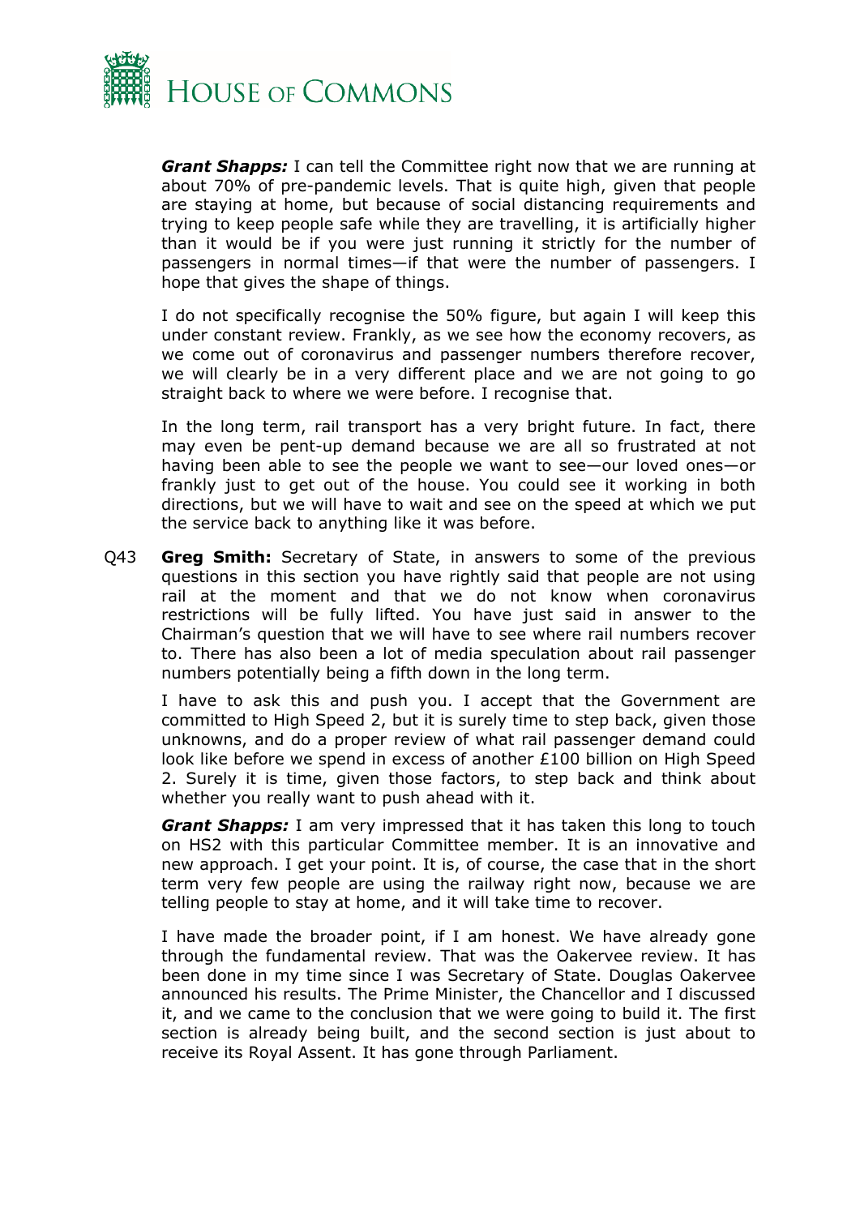***Grant Shapps:*** I can tell the Committee right now that we are running at about 70% of pre-pandemic levels. That is quite high, given that people are staying at home, but because of social distancing requirements and trying to keep people safe while they are travelling, it is artificially higher than it would be if you were just running it strictly for the number of passengers in normal times—if that were the number of passengers. I hope that gives the shape of things.

I do not specifically recognise the 50% figure, but again I will keep this under constant review. Frankly, as we see how the economy recovers, as we come out of coronavirus and passenger numbers therefore recover, we will clearly be in a very different place and we are not going to go straight back to where we were before. I recognise that.

In the long term, rail transport has a very bright future. In fact, there may even be pent-up demand because we are all so frustrated at not having been able to see the people we want to see—our loved ones—or frankly just to get out of the house. You could see it working in both directions, but we will have to wait and see on the speed at which we put the service back to anything like it was before.

Q43 **Greg Smith:** Secretary of State, in answers to some of the previous questions in this section you have rightly said that people are not using rail at the moment and that we do not know when coronavirus restrictions will be fully lifted. You have just said in answer to the Chairman's question that we will have to see where rail numbers recover to. There has also been a lot of media speculation about rail passenger numbers potentially being a fifth down in the long term.

I have to ask this and push you. I accept that the Government are committed to High Speed 2, but it is surely time to step back, given those unknowns, and do a proper review of what rail passenger demand could look like before we spend in excess of another £100 billion on High Speed 2. Surely it is time, given those factors, to step back and think about whether you really want to push ahead with it.

***Grant Shapps:*** I am very impressed that it has taken this long to touch on HS2 with this particular Committee member. It is an innovative and new approach. I get your point. It is, of course, the case that in the short term very few people are using the railway right now, because we are telling people to stay at home, and it will take time to recover.

I have made the broader point, if I am honest. We have already gone through the fundamental review. That was the Oakervee review. It has been done in my time since I was Secretary of State. Douglas Oakervee announced his results. The Prime Minister, the Chancellor and I discussed it, and we came to the conclusion that we were going to build it. The first section is already being built, and the second section is just about to receive its Royal Assent. It has gone through Parliament.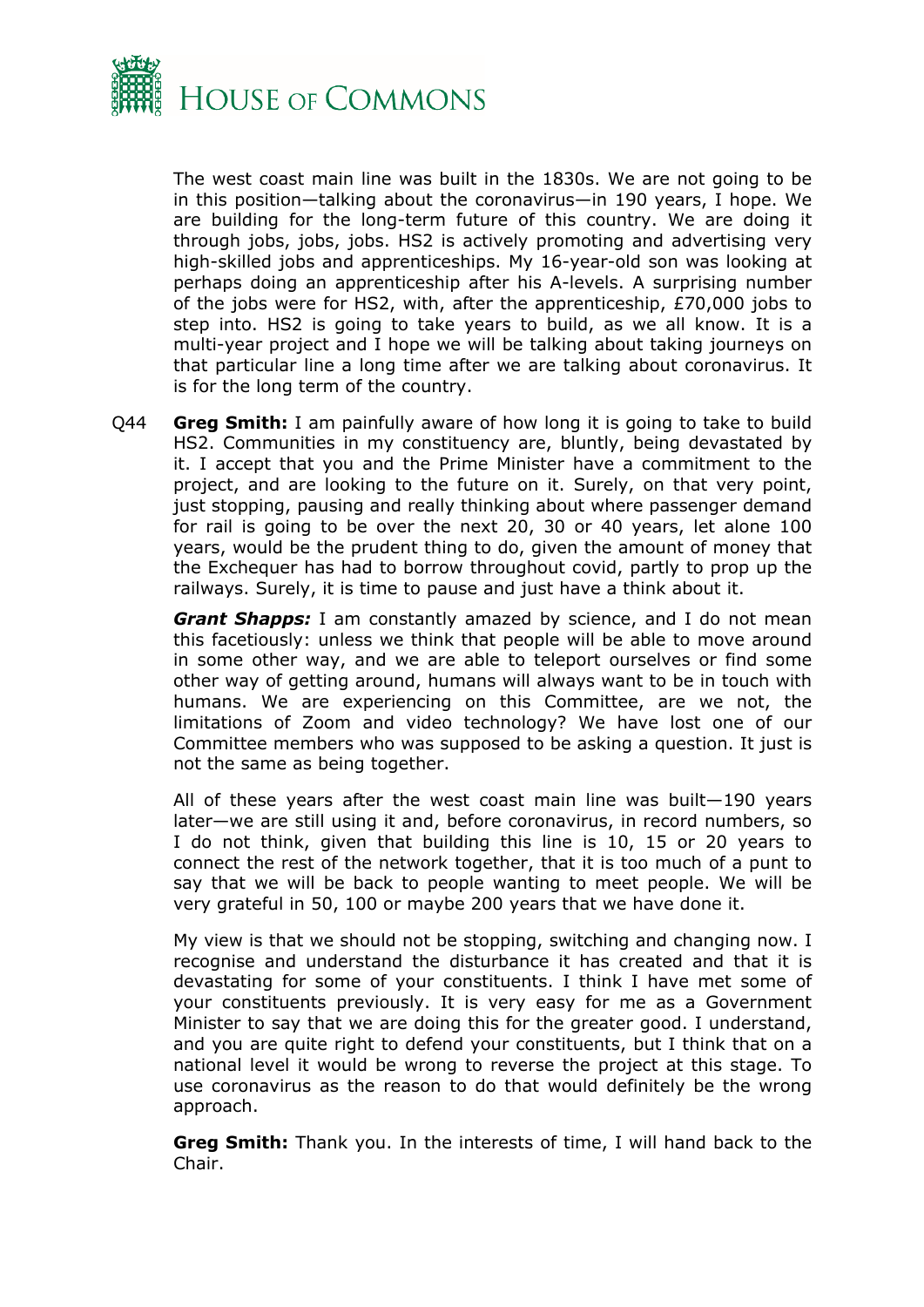The west coast main line was built in the 1830s. We are not going to be in this position—talking about the coronavirus—in 190 years, I hope. We are building for the long-term future of this country. We are doing it through jobs, jobs, jobs. HS2 is actively promoting and advertising very high-skilled jobs and apprenticeships. My 16-year-old son was looking at perhaps doing an apprenticeship after his A-levels. A surprising number of the jobs were for HS2, with, after the apprenticeship, £70,000 jobs to step into. HS2 is going to take years to build, as we all know. It is a multi-year project and I hope we will be talking about taking journeys on that particular line a long time after we are talking about coronavirus. It is for the long term of the country.

Q44 **Greg Smith:** I am painfully aware of how long it is going to take to build HS2. Communities in my constituency are, bluntly, being devastated by it. I accept that you and the Prime Minister have a commitment to the project, and are looking to the future on it. Surely, on that very point, just stopping, pausing and really thinking about where passenger demand for rail is going to be over the next 20, 30 or 40 years, let alone 100 years, would be the prudent thing to do, given the amount of money that the Exchequer has had to borrow throughout covid, partly to prop up the railways. Surely, it is time to pause and just have a think about it.

***Grant Shapps:*** I am constantly amazed by science, and I do not mean this facetiously: unless we think that people will be able to move around in some other way, and we are able to teleport ourselves or find some other way of getting around, humans will always want to be in touch with humans. We are experiencing on this Committee, are we not, the limitations of Zoom and video technology? We have lost one of our Committee members who was supposed to be asking a question. It just is not the same as being together.

All of these years after the west coast main line was built—190 years later—we are still using it and, before coronavirus, in record numbers, so I do not think, given that building this line is 10, 15 or 20 years to connect the rest of the network together, that it is too much of a punt to say that we will be back to people wanting to meet people. We will be very grateful in 50, 100 or maybe 200 years that we have done it.

My view is that we should not be stopping, switching and changing now. I recognise and understand the disturbance it has created and that it is devastating for some of your constituents. I think I have met some of your constituents previously. It is very easy for me as a Government Minister to say that we are doing this for the greater good. I understand, and you are quite right to defend your constituents, but I think that on a national level it would be wrong to reverse the project at this stage. To use coronavirus as the reason to do that would definitely be the wrong approach.

**Greg Smith:** Thank you. In the interests of time, I will hand back to the Chair.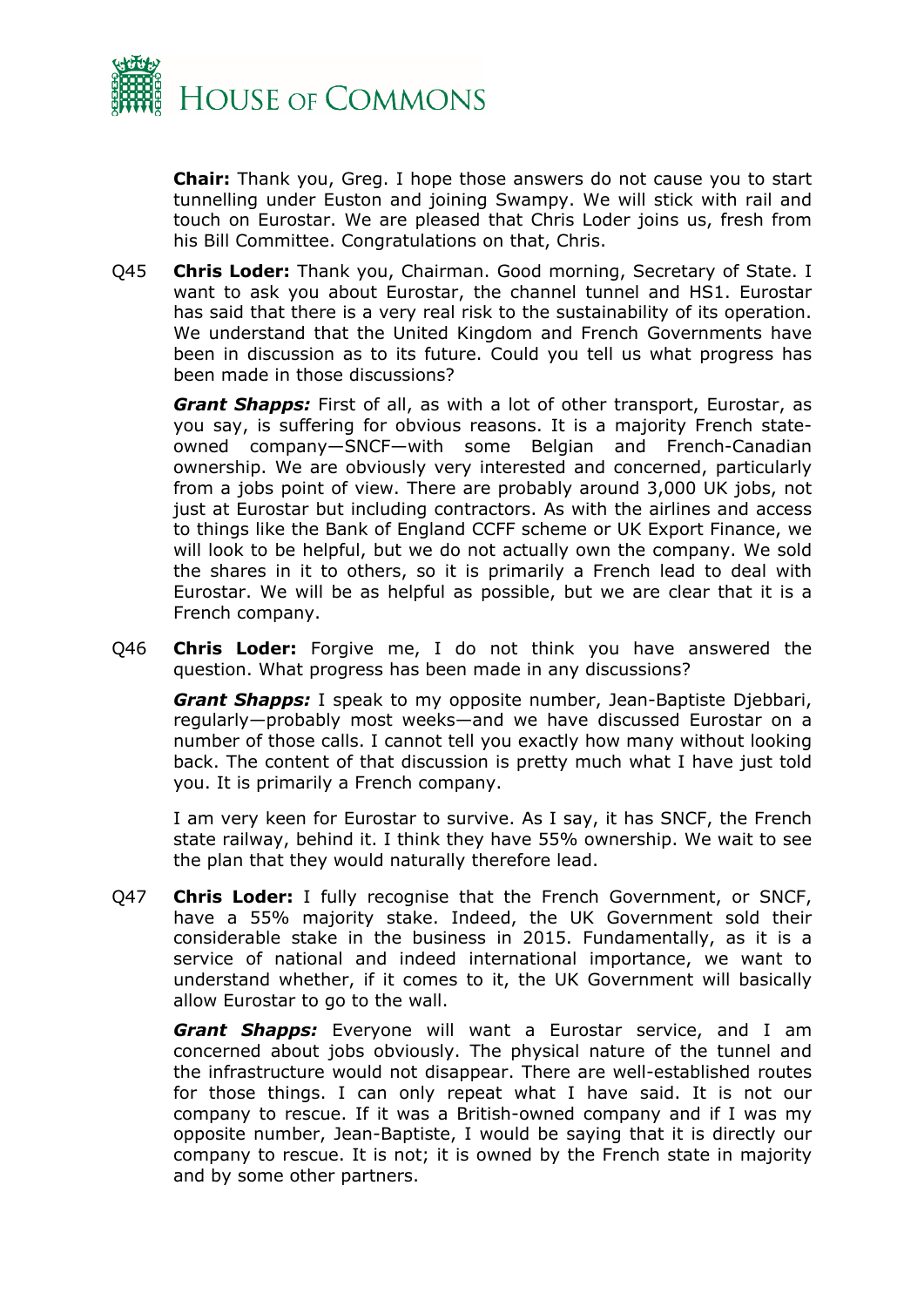**Chair:** Thank you, Greg. I hope those answers do not cause you to start tunnelling under Euston and joining Swampy. We will stick with rail and touch on Eurostar. We are pleased that Chris Loder joins us, fresh from his Bill Committee. Congratulations on that, Chris.

Q45 **Chris Loder:** Thank you, Chairman. Good morning, Secretary of State. I want to ask you about Eurostar, the channel tunnel and HS1. Eurostar has said that there is a very real risk to the sustainability of its operation. We understand that the United Kingdom and French Governments have been in discussion as to its future. Could you tell us what progress has been made in those discussions?

***Grant Shapps:*** First of all, as with a lot of other transport, Eurostar, as you say, is suffering for obvious reasons. It is a majority French state-owned company—SNCF—with some Belgian and French-Canadian ownership. We are obviously very interested and concerned, particularly from a jobs point of view. There are probably around 3,000 UK jobs, not just at Eurostar but including contractors. As with the airlines and access to things like the Bank of England CCFF scheme or UK Export Finance, we will look to be helpful, but we do not actually own the company. We sold the shares in it to others, so it is primarily a French lead to deal with Eurostar. We will be as helpful as possible, but we are clear that it is a French company.

Q46 **Chris Loder:** Forgive me, I do not think you have answered the question. What progress has been made in any discussions?

***Grant Shapps:*** I speak to my opposite number, Jean-Baptiste Djebbari, regularly—probably most weeks—and we have discussed Eurostar on a number of those calls. I cannot tell you exactly how many without looking back. The content of that discussion is pretty much what I have just told you. It is primarily a French company.

I am very keen for Eurostar to survive. As I say, it has SNCF, the French state railway, behind it. I think they have 55% ownership. We wait to see the plan that they would naturally therefore lead.

Q47 **Chris Loder:** I fully recognise that the French Government, or SNCF, have a 55% majority stake. Indeed, the UK Government sold their considerable stake in the business in 2015. Fundamentally, as it is a service of national and indeed international importance, we want to understand whether, if it comes to it, the UK Government will basically allow Eurostar to go to the wall.

***Grant Shapps:*** Everyone will want a Eurostar service, and I am concerned about jobs obviously. The physical nature of the tunnel and the infrastructure would not disappear. There are well-established routes for those things. I can only repeat what I have said. It is not our company to rescue. If it was a British-owned company and if I was my opposite number, Jean-Baptiste, I would be saying that it is directly our company to rescue. It is not; it is owned by the French state in majority and by some other partners.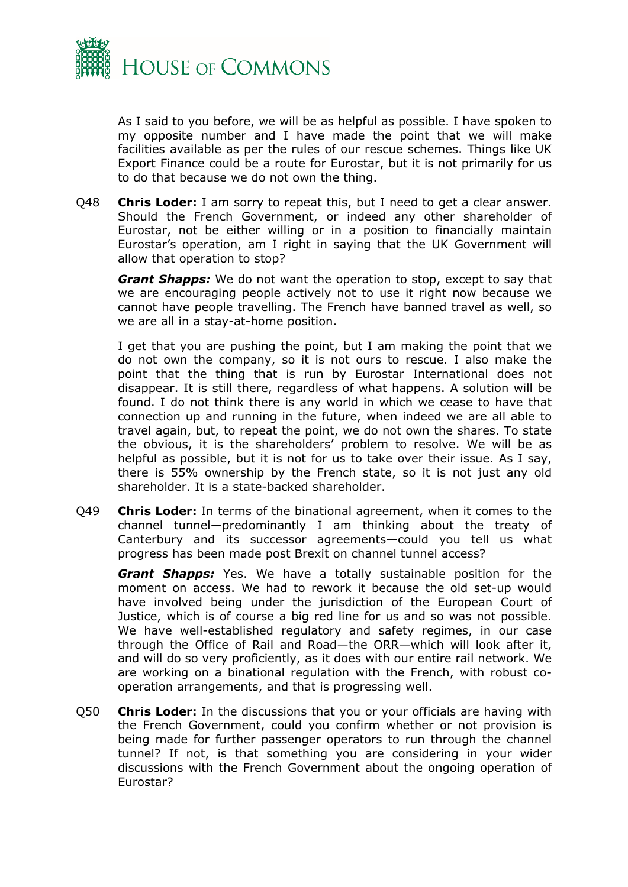As I said to you before, we will be as helpful as possible. I have spoken to my opposite number and I have made the point that we will make facilities available as per the rules of our rescue schemes. Things like UK Export Finance could be a route for Eurostar, but it is not primarily for us to do that because we do not own the thing.

Q48 **Chris Loder:** I am sorry to repeat this, but I need to get a clear answer. Should the French Government, or indeed any other shareholder of Eurostar, not be either willing or in a position to financially maintain Eurostar's operation, am I right in saying that the UK Government will allow that operation to stop?

***Grant Shapps:*** We do not want the operation to stop, except to say that we are encouraging people actively not to use it right now because we cannot have people travelling. The French have banned travel as well, so we are all in a stay-at-home position.

I get that you are pushing the point, but I am making the point that we do not own the company, so it is not ours to rescue. I also make the point that the thing that is run by Eurostar International does not disappear. It is still there, regardless of what happens. A solution will be found. I do not think there is any world in which we cease to have that connection up and running in the future, when indeed we are all able to travel again, but, to repeat the point, we do not own the shares. To state the obvious, it is the shareholders' problem to resolve. We will be as helpful as possible, but it is not for us to take over their issue. As I say, there is 55% ownership by the French state, so it is not just any old shareholder. It is a state-backed shareholder.

Q49 **Chris Loder:** In terms of the binational agreement, when it comes to the channel tunnel—predominantly I am thinking about the treaty of Canterbury and its successor agreements—could you tell us what progress has been made post Brexit on channel tunnel access?

***Grant Shapps:*** Yes. We have a totally sustainable position for the moment on access. We had to rework it because the old set-up would have involved being under the jurisdiction of the European Court of Justice, which is of course a big red line for us and so was not possible. We have well-established regulatory and safety regimes, in our case through the Office of Rail and Road—the ORR—which will look after it, and will do so very proficiently, as it does with our entire rail network. We are working on a binational regulation with the French, with robust co-operation arrangements, and that is progressing well.

Q50 **Chris Loder:** In the discussions that you or your officials are having with the French Government, could you confirm whether or not provision is being made for further passenger operators to run through the channel tunnel? If not, is that something you are considering in your wider discussions with the French Government about the ongoing operation of Eurostar?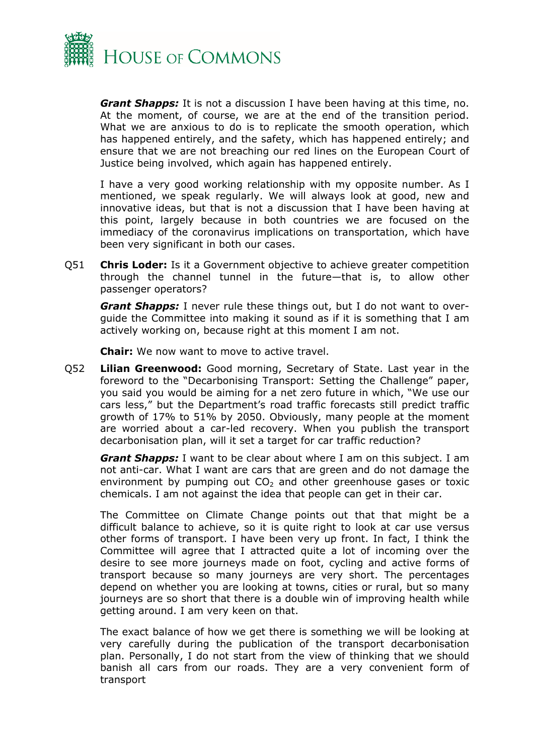***Grant Shapps:*** It is not a discussion I have been having at this time, no. At the moment, of course, we are at the end of the transition period. What we are anxious to do is to replicate the smooth operation, which has happened entirely, and the safety, which has happened entirely; and ensure that we are not breaching our red lines on the European Court of Justice being involved, which again has happened entirely.

I have a very good working relationship with my opposite number. As I mentioned, we speak regularly. We will always look at good, new and innovative ideas, but that is not a discussion that I have been having at this point, largely because in both countries we are focused on the immediacy of the coronavirus implications on transportation, which have been very significant in both our cases.

Q51 **Chris Loder:** Is it a Government objective to achieve greater competition through the channel tunnel in the future—that is, to allow other passenger operators?

***Grant Shapps:*** I never rule these things out, but I do not want to over-guide the Committee into making it sound as if it is something that I am actively working on, because right at this moment I am not.

**Chair:** We now want to move to active travel.

Q52 **Lilian Greenwood:** Good morning, Secretary of State. Last year in the foreword to the "Decarbonising Transport: Setting the Challenge" paper, you said you would be aiming for a net zero future in which, "We use our cars less," but the Department's road traffic forecasts still predict traffic growth of 17% to 51% by 2050. Obviously, many people at the moment are worried about a car-led recovery. When you publish the transport decarbonisation plan, will it set a target for car traffic reduction?

***Grant Shapps:*** I want to be clear about where I am on this subject. I am not anti-car. What I want are cars that are green and do not damage the environment by pumping out $CO_2$ and other greenhouse gases or toxic chemicals. I am not against the idea that people can get in their car.

The Committee on Climate Change points out that that might be a difficult balance to achieve, so it is quite right to look at car use versus other forms of transport. I have been very up front. In fact, I think the Committee will agree that I attracted quite a lot of incoming over the desire to see more journeys made on foot, cycling and active forms of transport because so many journeys are very short. The percentages depend on whether you are looking at towns, cities or rural, but so many journeys are so short that there is a double win of improving health while getting around. I am very keen on that.

The exact balance of how we get there is something we will be looking at very carefully during the publication of the transport decarbonisation plan. Personally, I do not start from the view of thinking that we should banish all cars from our roads. They are a very convenient form of transport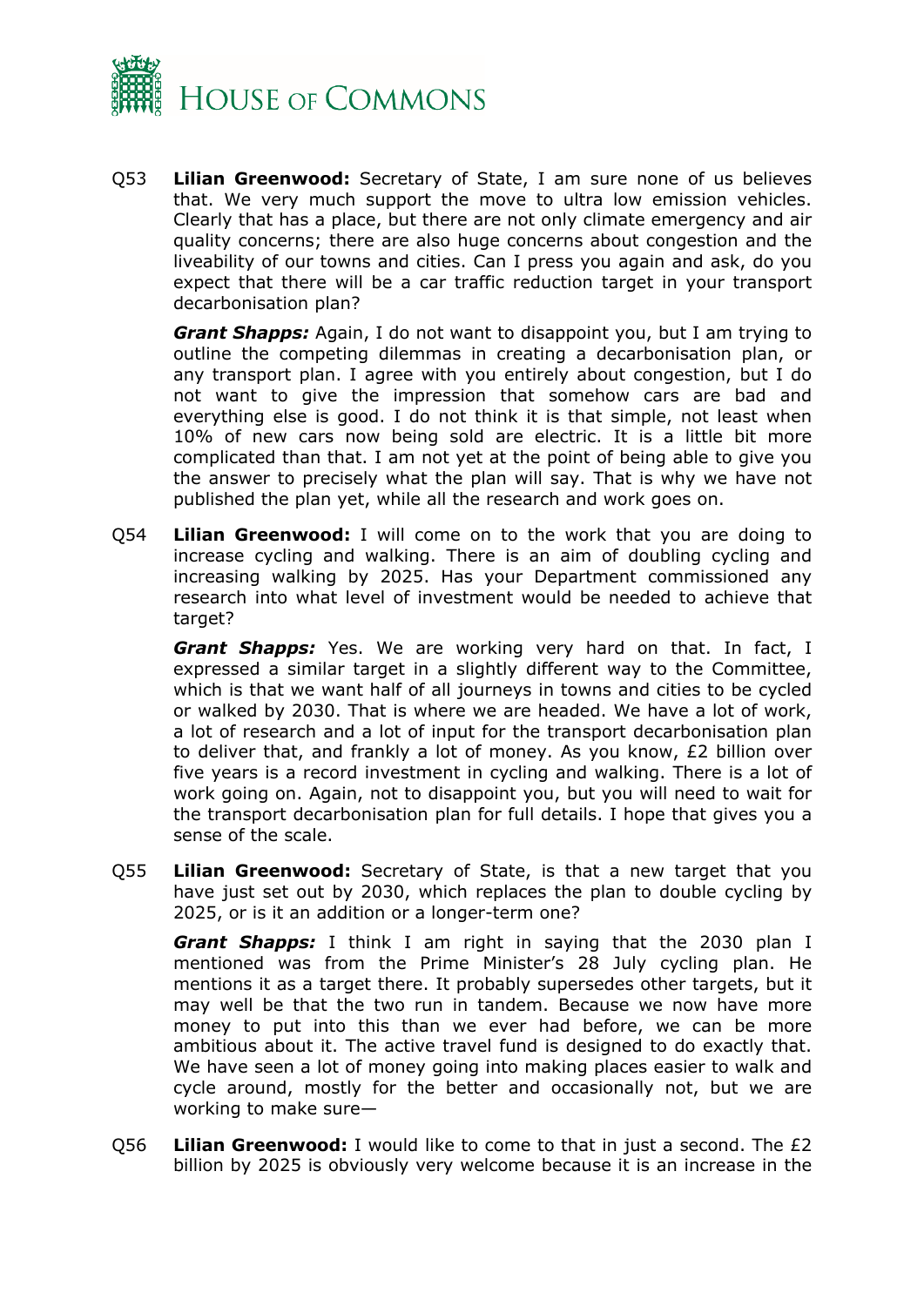Q53 **Lilian Greenwood:** Secretary of State, I am sure none of us believes that. We very much support the move to ultra low emission vehicles. Clearly that has a place, but there are not only climate emergency and air quality concerns; there are also huge concerns about congestion and the liveability of our towns and cities. Can I press you again and ask, do you expect that there will be a car traffic reduction target in your transport decarbonisation plan?

***Grant Shapps:*** Again, I do not want to disappoint you, but I am trying to outline the competing dilemmas in creating a decarbonisation plan, or any transport plan. I agree with you entirely about congestion, but I do not want to give the impression that somehow cars are bad and everything else is good. I do not think it is that simple, not least when 10% of new cars now being sold are electric. It is a little bit more complicated than that. I am not yet at the point of being able to give you the answer to precisely what the plan will say. That is why we have not published the plan yet, while all the research and work goes on.

Q54 **Lilian Greenwood:** I will come on to the work that you are doing to increase cycling and walking. There is an aim of doubling cycling and increasing walking by 2025. Has your Department commissioned any research into what level of investment would be needed to achieve that target?

***Grant Shapps:*** Yes. We are working very hard on that. In fact, I expressed a similar target in a slightly different way to the Committee, which is that we want half of all journeys in towns and cities to be cycled or walked by 2030. That is where we are headed. We have a lot of work, a lot of research and a lot of input for the transport decarbonisation plan to deliver that, and frankly a lot of money. As you know, £2 billion over five years is a record investment in cycling and walking. There is a lot of work going on. Again, not to disappoint you, but you will need to wait for the transport decarbonisation plan for full details. I hope that gives you a sense of the scale.

Q55 **Lilian Greenwood:** Secretary of State, is that a new target that you have just set out by 2030, which replaces the plan to double cycling by 2025, or is it an addition or a longer-term one?

***Grant Shapps:*** I think I am right in saying that the 2030 plan I mentioned was from the Prime Minister's 28 July cycling plan. He mentions it as a target there. It probably supersedes other targets, but it may well be that the two run in tandem. Because we now have more money to put into this than we ever had before, we can be more ambitious about it. The active travel fund is designed to do exactly that. We have seen a lot of money going into making places easier to walk and cycle around, mostly for the better and occasionally not, but we are working to make sure—

Q56 **Lilian Greenwood:** I would like to come to that in just a second. The £2 billion by 2025 is obviously very welcome because it is an increase in the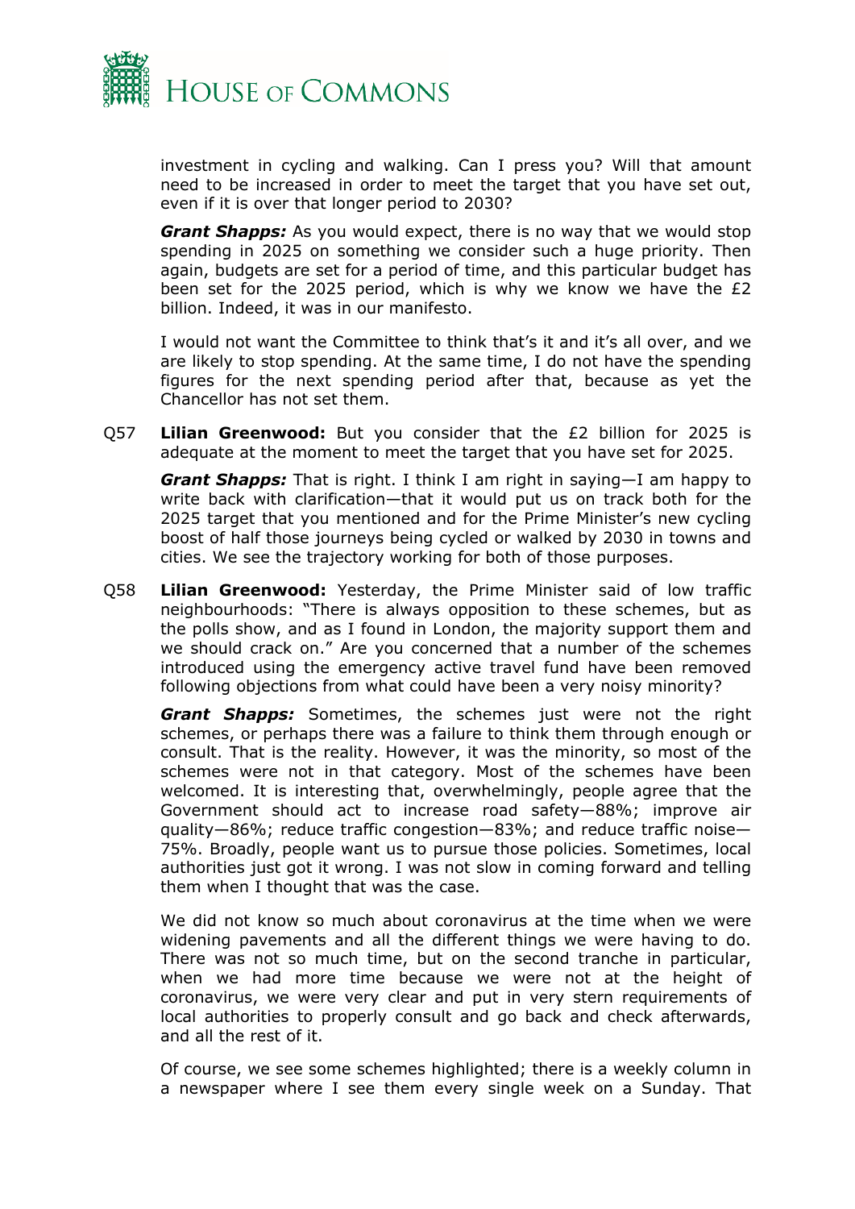investment in cycling and walking. Can I press you? Will that amount need to be increased in order to meet the target that you have set out, even if it is over that longer period to 2030?

***Grant Shapps:*** As you would expect, there is no way that we would stop spending in 2025 on something we consider such a huge priority. Then again, budgets are set for a period of time, and this particular budget has been set for the 2025 period, which is why we know we have the £2 billion. Indeed, it was in our manifesto.

I would not want the Committee to think that's it and it's all over, and we are likely to stop spending. At the same time, I do not have the spending figures for the next spending period after that, because as yet the Chancellor has not set them.

Q57 **Lilian Greenwood:** But you consider that the £2 billion for 2025 is adequate at the moment to meet the target that you have set for 2025.

***Grant Shapps:*** That is right. I think I am right in saying—I am happy to write back with clarification—that it would put us on track both for the 2025 target that you mentioned and for the Prime Minister's new cycling boost of half those journeys being cycled or walked by 2030 in towns and cities. We see the trajectory working for both of those purposes.

Q58 **Lilian Greenwood:** Yesterday, the Prime Minister said of low traffic neighbourhoods: "There is always opposition to these schemes, but as the polls show, and as I found in London, the majority support them and we should crack on." Are you concerned that a number of the schemes introduced using the emergency active travel fund have been removed following objections from what could have been a very noisy minority?

***Grant Shapps:*** Sometimes, the schemes just were not the right schemes, or perhaps there was a failure to think them through enough or consult. That is the reality. However, it was the minority, so most of the schemes were not in that category. Most of the schemes have been welcomed. It is interesting that, overwhelmingly, people agree that the Government should act to increase road safety—88%; improve air quality—86%; reduce traffic congestion—83%; and reduce traffic noise—75%. Broadly, people want us to pursue those policies. Sometimes, local authorities just got it wrong. I was not slow in coming forward and telling them when I thought that was the case.

We did not know so much about coronavirus at the time when we were widening pavements and all the different things we were having to do. There was not so much time, but on the second tranche in particular, when we had more time because we were not at the height of coronavirus, we were very clear and put in very stern requirements of local authorities to properly consult and go back and check afterwards, and all the rest of it.

Of course, we see some schemes highlighted; there is a weekly column in a newspaper where I see them every single week on a Sunday. That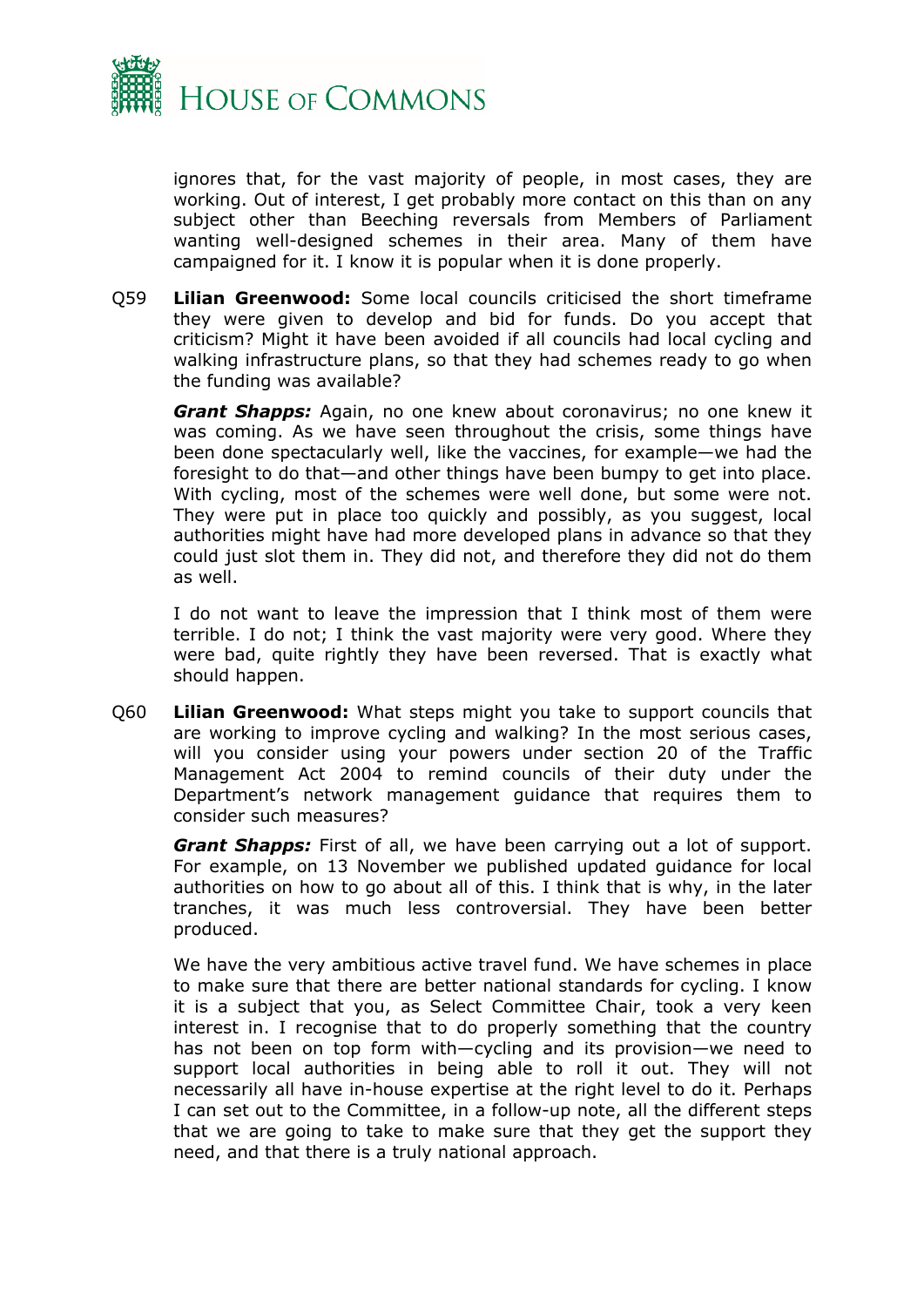ignores that, for the vast majority of people, in most cases, they are working. Out of interest, I get probably more contact on this than on any subject other than Beeching reversals from Members of Parliament wanting well-designed schemes in their area. Many of them have campaigned for it. I know it is popular when it is done properly.

Q59 **Lilian Greenwood:** Some local councils criticised the short timeframe they were given to develop and bid for funds. Do you accept that criticism? Might it have been avoided if all councils had local cycling and walking infrastructure plans, so that they had schemes ready to go when the funding was available?

***Grant Shapps:*** Again, no one knew about coronavirus; no one knew it was coming. As we have seen throughout the crisis, some things have been done spectacularly well, like the vaccines, for example—we had the foresight to do that—and other things have been bumpy to get into place. With cycling, most of the schemes were well done, but some were not. They were put in place too quickly and possibly, as you suggest, local authorities might have had more developed plans in advance so that they could just slot them in. They did not, and therefore they did not do them as well.

I do not want to leave the impression that I think most of them were terrible. I do not; I think the vast majority were very good. Where they were bad, quite rightly they have been reversed. That is exactly what should happen.

Q60 **Lilian Greenwood:** What steps might you take to support councils that are working to improve cycling and walking? In the most serious cases, will you consider using your powers under section 20 of the Traffic Management Act 2004 to remind councils of their duty under the Department's network management guidance that requires them to consider such measures?

***Grant Shapps:*** First of all, we have been carrying out a lot of support. For example, on 13 November we published updated guidance for local authorities on how to go about all of this. I think that is why, in the later tranches, it was much less controversial. They have been better produced.

We have the very ambitious active travel fund. We have schemes in place to make sure that there are better national standards for cycling. I know it is a subject that you, as Select Committee Chair, took a very keen interest in. I recognise that to do properly something that the country has not been on top form with—cycling and its provision—we need to support local authorities in being able to roll it out. They will not necessarily all have in-house expertise at the right level to do it. Perhaps I can set out to the Committee, in a follow-up note, all the different steps that we are going to take to make sure that they get the support they need, and that there is a truly national approach.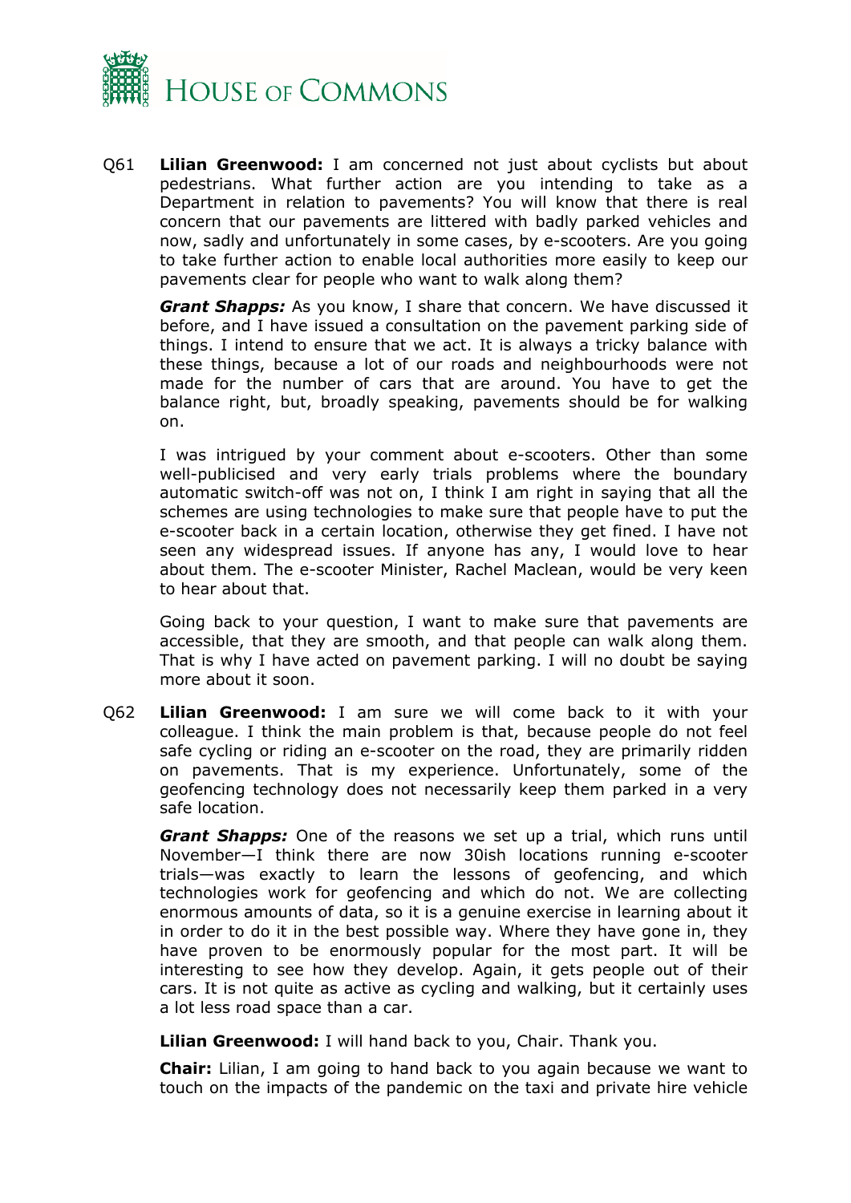Q61 **Lilian Greenwood:** I am concerned not just about cyclists but about pedestrians. What further action are you intending to take as a Department in relation to pavements? You will know that there is real concern that our pavements are littered with badly parked vehicles and now, sadly and unfortunately in some cases, by e-scooters. Are you going to take further action to enable local authorities more easily to keep our pavements clear for people who want to walk along them?

***Grant Shapps:*** As you know, I share that concern. We have discussed it before, and I have issued a consultation on the pavement parking side of things. I intend to ensure that we act. It is always a tricky balance with these things, because a lot of our roads and neighbourhoods were not made for the number of cars that are around. You have to get the balance right, but, broadly speaking, pavements should be for walking on.

I was intrigued by your comment about e-scooters. Other than some well-publicised and very early trials problems where the boundary automatic switch-off was not on, I think I am right in saying that all the schemes are using technologies to make sure that people have to put the e-scooter back in a certain location, otherwise they get fined. I have not seen any widespread issues. If anyone has any, I would love to hear about them. The e-scooter Minister, Rachel Maclean, would be very keen to hear about that.

Going back to your question, I want to make sure that pavements are accessible, that they are smooth, and that people can walk along them. That is why I have acted on pavement parking. I will no doubt be saying more about it soon.

Q62 **Lilian Greenwood:** I am sure we will come back to it with your colleague. I think the main problem is that, because people do not feel safe cycling or riding an e-scooter on the road, they are primarily ridden on pavements. That is my experience. Unfortunately, some of the geofencing technology does not necessarily keep them parked in a very safe location.

***Grant Shapps:*** One of the reasons we set up a trial, which runs until November—I think there are now 30ish locations running e-scooter trials—was exactly to learn the lessons of geofencing, and which technologies work for geofencing and which do not. We are collecting enormous amounts of data, so it is a genuine exercise in learning about it in order to do it in the best possible way. Where they have gone in, they have proven to be enormously popular for the most part. It will be interesting to see how they develop. Again, it gets people out of their cars. It is not quite as active as cycling and walking, but it certainly uses a lot less road space than a car.

**Lilian Greenwood:** I will hand back to you, Chair. Thank you.

**Chair:** Lilian, I am going to hand back to you again because we want to touch on the impacts of the pandemic on the taxi and private hire vehicle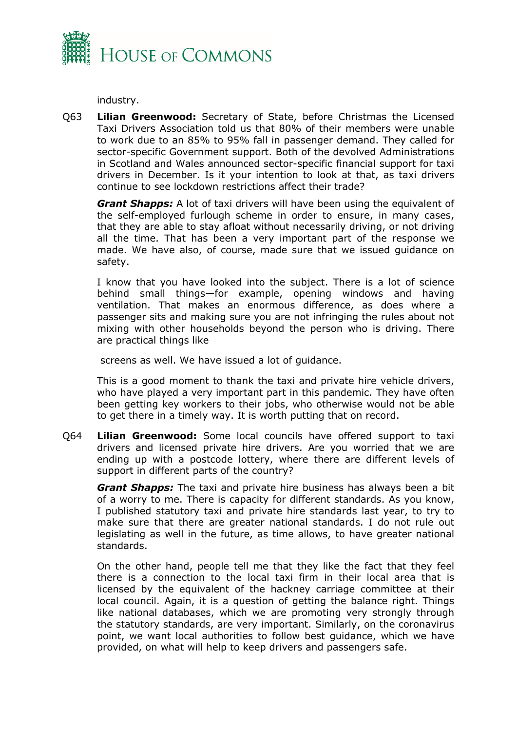industry.

Q63 **Lilian Greenwood:** Secretary of State, before Christmas the Licensed Taxi Drivers Association told us that 80% of their members were unable to work due to an 85% to 95% fall in passenger demand. They called for sector-specific Government support. Both of the devolved Administrations in Scotland and Wales announced sector-specific financial support for taxi drivers in December. Is it your intention to look at that, as taxi drivers continue to see lockdown restrictions affect their trade?

***Grant Shapps:*** A lot of taxi drivers will have been using the equivalent of the self-employed furlough scheme in order to ensure, in many cases, that they are able to stay afloat without necessarily driving, or not driving all the time. That has been a very important part of the response we made. We have also, of course, made sure that we issued guidance on safety.

I know that you have looked into the subject. There is a lot of science behind small things—for example, opening windows and having ventilation. That makes an enormous difference, as does where a passenger sits and making sure you are not infringing the rules about not mixing with other households beyond the person who is driving. There are practical things like screens as well. We have issued a lot of guidance.

This is a good moment to thank the taxi and private hire vehicle drivers, who have played a very important part in this pandemic. They have often been getting key workers to their jobs, who otherwise would not be able to get there in a timely way. It is worth putting that on record.

Q64 **Lilian Greenwood:** Some local councils have offered support to taxi drivers and licensed private hire drivers. Are you worried that we are ending up with a postcode lottery, where there are different levels of support in different parts of the country?

***Grant Shapps:*** The taxi and private hire business has always been a bit of a worry to me. There is capacity for different standards. As you know, I published statutory taxi and private hire standards last year, to try to make sure that there are greater national standards. I do not rule out legislating as well in the future, as time allows, to have greater national standards.

On the other hand, people tell me that they like the fact that they feel there is a connection to the local taxi firm in their local area that is licensed by the equivalent of the hackney carriage committee at their local council. Again, it is a question of getting the balance right. Things like national databases, which we are promoting very strongly through the statutory standards, are very important. Similarly, on the coronavirus point, we want local authorities to follow best guidance, which we have provided, on what will help to keep drivers and passengers safe.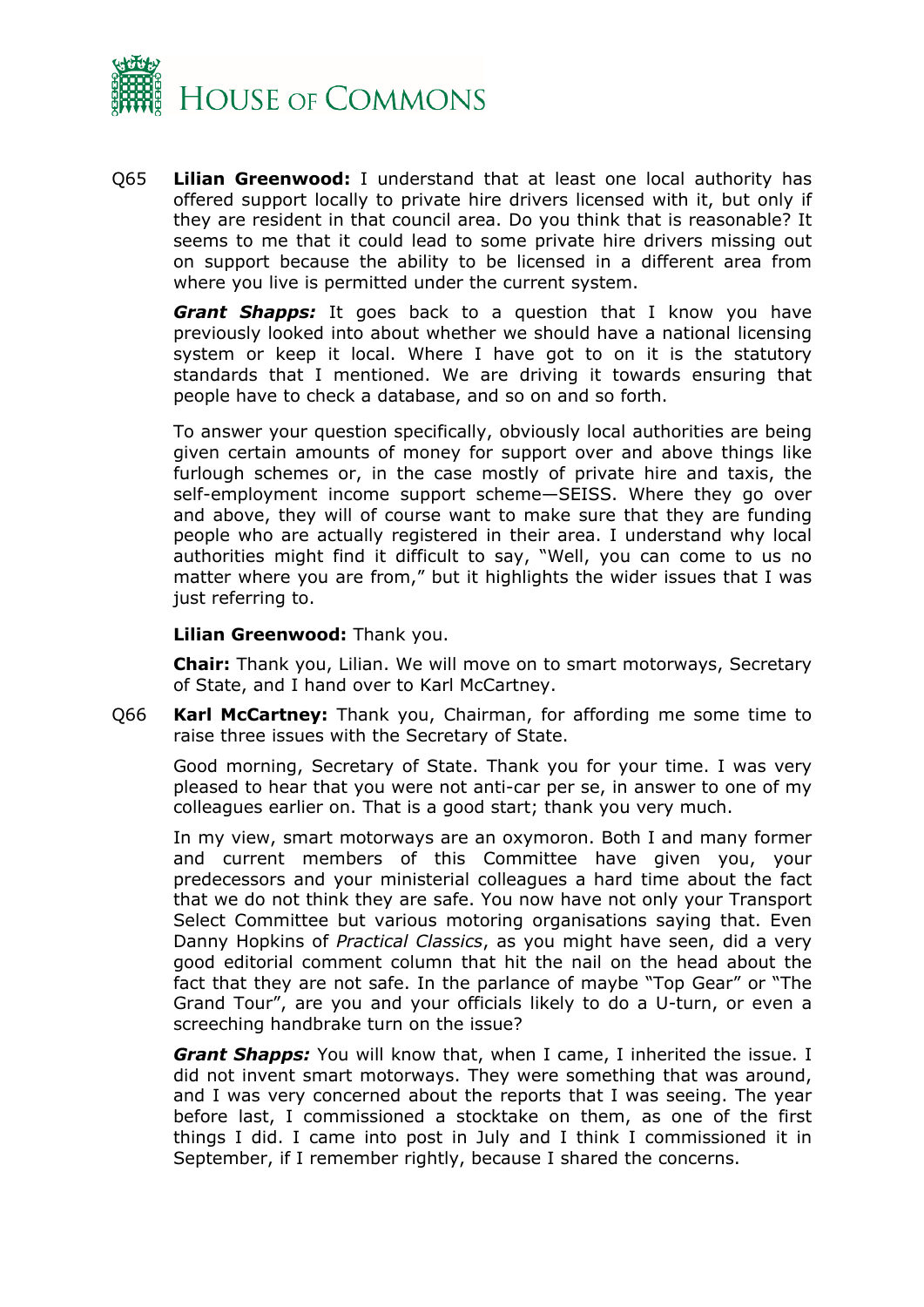Q65 **Lilian Greenwood:** I understand that at least one local authority has offered support locally to private hire drivers licensed with it, but only if they are resident in that council area. Do you think that is reasonable? It seems to me that it could lead to some private hire drivers missing out on support because the ability to be licensed in a different area from where you live is permitted under the current system.

***Grant Shapps:*** It goes back to a question that I know you have previously looked into about whether we should have a national licensing system or keep it local. Where I have got to on it is the statutory standards that I mentioned. We are driving it towards ensuring that people have to check a database, and so on and so forth.

To answer your question specifically, obviously local authorities are being given certain amounts of money for support over and above things like furlough schemes or, in the case mostly of private hire and taxis, the self-employment income support scheme—SEISS. Where they go over and above, they will of course want to make sure that they are funding people who are actually registered in their area. I understand why local authorities might find it difficult to say, "Well, you can come to us no matter where you are from," but it highlights the wider issues that I was just referring to.

**Lilian Greenwood:** Thank you.

**Chair:** Thank you, Lilian. We will move on to smart motorways, Secretary of State, and I hand over to Karl McCartney.

Q66 **Karl McCartney:** Thank you, Chairman, for affording me some time to raise three issues with the Secretary of State.

Good morning, Secretary of State. Thank you for your time. I was very pleased to hear that you were not anti-car per se, in answer to one of my colleagues earlier on. That is a good start; thank you very much.

In my view, smart motorways are an oxymoron. Both I and many former and current members of this Committee have given you, your predecessors and your ministerial colleagues a hard time about the fact that we do not think they are safe. You now have not only your Transport Select Committee but various motoring organisations saying that. Even Danny Hopkins of *Practical Classics*, as you might have seen, did a very good editorial comment column that hit the nail on the head about the fact that they are not safe. In the parlance of maybe "Top Gear" or "The Grand Tour", are you and your officials likely to do a U-turn, or even a screeching handbrake turn on the issue?

***Grant Shapps:*** You will know that, when I came, I inherited the issue. I did not invent smart motorways. They were something that was around, and I was very concerned about the reports that I was seeing. The year before last, I commissioned a stocktake on them, as one of the first things I did. I came into post in July and I think I commissioned it in September, if I remember rightly, because I shared the concerns.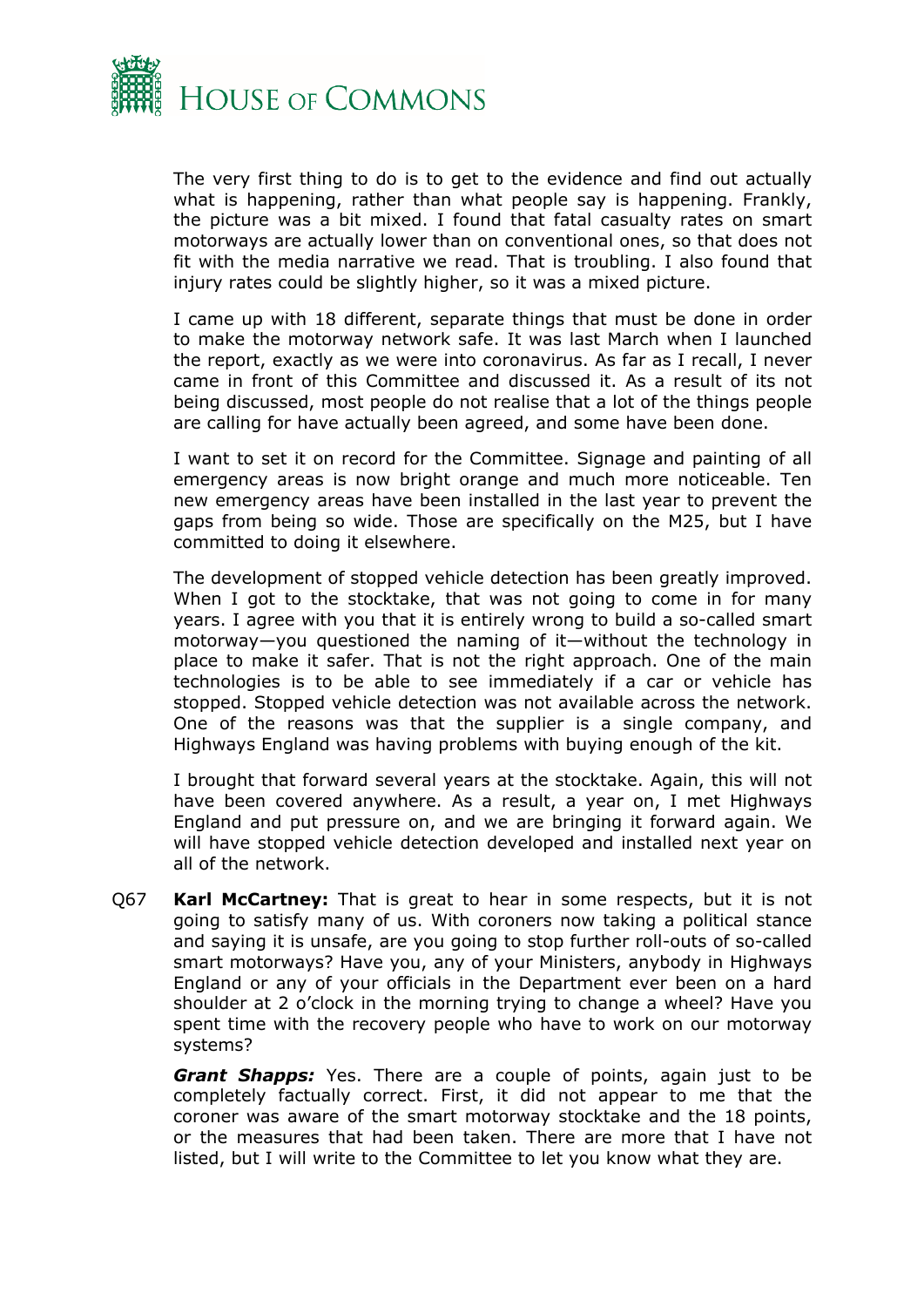The very first thing to do is to get to the evidence and find out actually what is happening, rather than what people say is happening. Frankly, the picture was a bit mixed. I found that fatal casualty rates on smart motorways are actually lower than on conventional ones, so that does not fit with the media narrative we read. That is troubling. I also found that injury rates could be slightly higher, so it was a mixed picture.

I came up with 18 different, separate things that must be done in order to make the motorway network safe. It was last March when I launched the report, exactly as we were into coronavirus. As far as I recall, I never came in front of this Committee and discussed it. As a result of its not being discussed, most people do not realise that a lot of the things people are calling for have actually been agreed, and some have been done.

I want to set it on record for the Committee. Signage and painting of all emergency areas is now bright orange and much more noticeable. Ten new emergency areas have been installed in the last year to prevent the gaps from being so wide. Those are specifically on the M25, but I have committed to doing it elsewhere.

The development of stopped vehicle detection has been greatly improved. When I got to the stocktake, that was not going to come in for many years. I agree with you that it is entirely wrong to build a so-called smart motorway—you questioned the naming of it—without the technology in place to make it safer. That is not the right approach. One of the main technologies is to be able to see immediately if a car or vehicle has stopped. Stopped vehicle detection was not available across the network. One of the reasons was that the supplier is a single company, and Highways England was having problems with buying enough of the kit.

I brought that forward several years at the stocktake. Again, this will not have been covered anywhere. As a result, a year on, I met Highways England and put pressure on, and we are bringing it forward again. We will have stopped vehicle detection developed and installed next year on all of the network.

Q67 **Karl McCartney:** That is great to hear in some respects, but it is not going to satisfy many of us. With coroners now taking a political stance and saying it is unsafe, are you going to stop further roll-outs of so-called smart motorways? Have you, any of your Ministers, anybody in Highways England or any of your officials in the Department ever been on a hard shoulder at 2 o'clock in the morning trying to change a wheel? Have you spent time with the recovery people who have to work on our motorway systems?

***Grant Shapps:*** Yes. There are a couple of points, again just to be completely factually correct. First, it did not appear to me that the coroner was aware of the smart motorway stocktake and the 18 points, or the measures that had been taken. There are more that I have not listed, but I will write to the Committee to let you know what they are.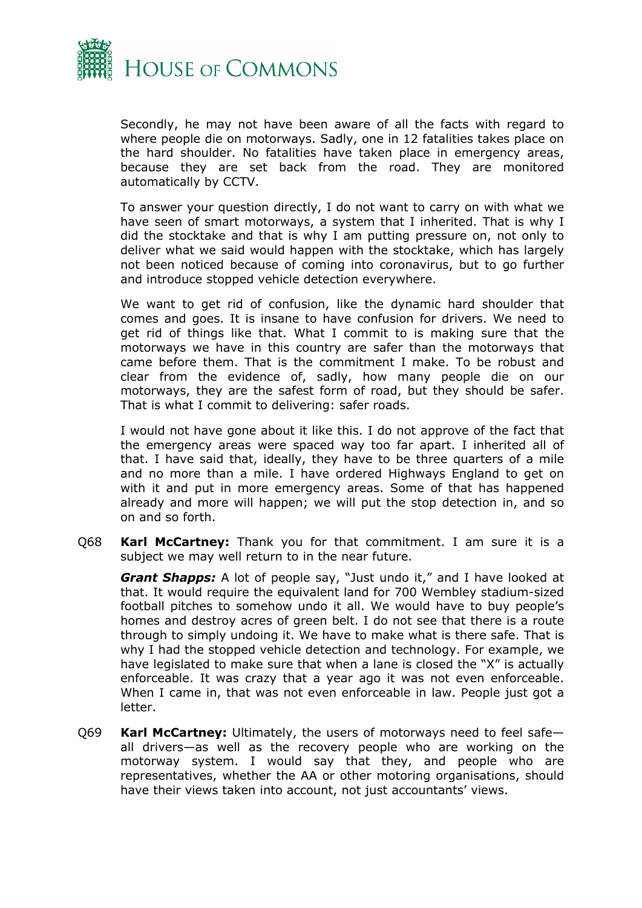Secondly, he may not have been aware of all the facts with regard to where people die on motorways. Sadly, one in 12 fatalities takes place on the hard shoulder. No fatalities have taken place in emergency areas, because they are set back from the road. They are monitored automatically by CCTV.

To answer your question directly, I do not want to carry on with what we have seen of smart motorways, a system that I inherited. That is why I did the stocktake and that is why I am putting pressure on, not only to deliver what we said would happen with the stocktake, which has largely not been noticed because of coming into coronavirus, but to go further and introduce stopped vehicle detection everywhere.

We want to get rid of confusion, like the dynamic hard shoulder that comes and goes. It is insane to have confusion for drivers. We need to get rid of things like that. What I commit to is making sure that the motorways we have in this country are safer than the motorways that came before them. That is the commitment I make. To be robust and clear from the evidence of, sadly, how many people die on our motorways, they are the safest form of road, but they should be safer. That is what I commit to delivering: safer roads.

I would not have gone about it like this. I do not approve of the fact that the emergency areas were spaced way too far apart. I inherited all of that. I have said that, ideally, they have to be three quarters of a mile and no more than a mile. I have ordered Highways England to get on with it and put in more emergency areas. Some of that has happened already and more will happen; we will put the stop detection in, and so on and so forth.

Q68 **Karl McCartney:** Thank you for that commitment. I am sure it is a subject we may well return to in the near future.

***Grant Shapps:*** A lot of people say, "Just undo it," and I have looked at that. It would require the equivalent land for 700 Wembley stadium-sized football pitches to somehow undo it all. We would have to buy people's homes and destroy acres of green belt. I do not see that there is a route through to simply undoing it. We have to make what is there safe. That is why I had the stopped vehicle detection and technology. For example, we have legislated to make sure that when a lane is closed the "X" is actually enforceable. It was crazy that a year ago it was not even enforceable. When I came in, that was not even enforceable in law. People just got a letter.

Q69 **Karl McCartney:** Ultimately, the users of motorways need to feel safe—all drivers—as well as the recovery people who are working on the motorway system. I would say that they, and people who are representatives, whether the AA or other motoring organisations, should have their views taken into account, not just accountants' views.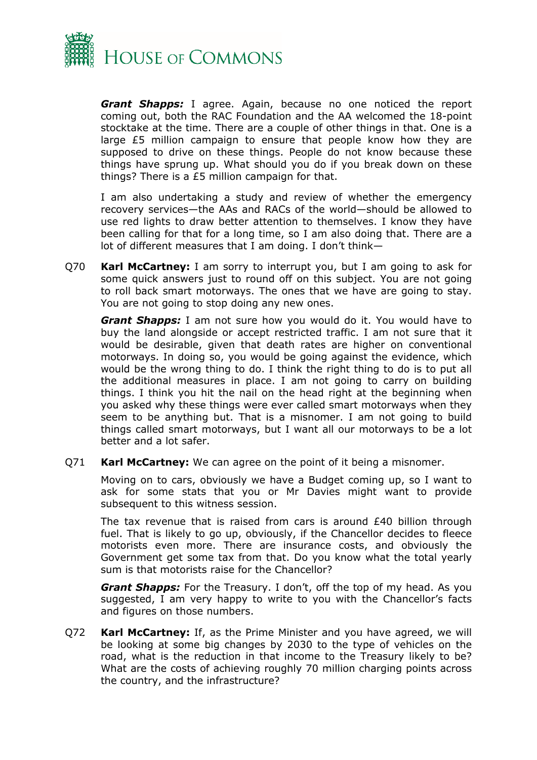***Grant Shapps:*** I agree. Again, because no one noticed the report coming out, both the RAC Foundation and the AA welcomed the 18-point stocktake at the time. There are a couple of other things in that. One is a large £5 million campaign to ensure that people know how they are supposed to drive on these things. People do not know because these things have sprung up. What should you do if you break down on these things? There is a £5 million campaign for that.

I am also undertaking a study and review of whether the emergency recovery services—the AAs and RACs of the world—should be allowed to use red lights to draw better attention to themselves. I know they have been calling for that for a long time, so I am also doing that. There are a lot of different measures that I am doing. I don't think—

Q70 **Karl McCartney:** I am sorry to interrupt you, but I am going to ask for some quick answers just to round off on this subject. You are not going to roll back smart motorways. The ones that we have are going to stay. You are not going to stop doing any new ones.

***Grant Shapps:*** I am not sure how you would do it. You would have to buy the land alongside or accept restricted traffic. I am not sure that it would be desirable, given that death rates are higher on conventional motorways. In doing so, you would be going against the evidence, which would be the wrong thing to do. I think the right thing to do is to put all the additional measures in place. I am not going to carry on building things. I think you hit the nail on the head right at the beginning when you asked why these things were ever called smart motorways when they seem to be anything but. That is a misnomer. I am not going to build things called smart motorways, but I want all our motorways to be a lot better and a lot safer.

Q71 **Karl McCartney:** We can agree on the point of it being a misnomer.

Moving on to cars, obviously we have a Budget coming up, so I want to ask for some stats that you or Mr Davies might want to provide subsequent to this witness session.

The tax revenue that is raised from cars is around £40 billion through fuel. That is likely to go up, obviously, if the Chancellor decides to fleece motorists even more. There are insurance costs, and obviously the Government get some tax from that. Do you know what the total yearly sum is that motorists raise for the Chancellor?

***Grant Shapps:*** For the Treasury. I don't, off the top of my head. As you suggested, I am very happy to write to you with the Chancellor's facts and figures on those numbers.

Q72 **Karl McCartney:** If, as the Prime Minister and you have agreed, we will be looking at some big changes by 2030 to the type of vehicles on the road, what is the reduction in that income to the Treasury likely to be? What are the costs of achieving roughly 70 million charging points across the country, and the infrastructure?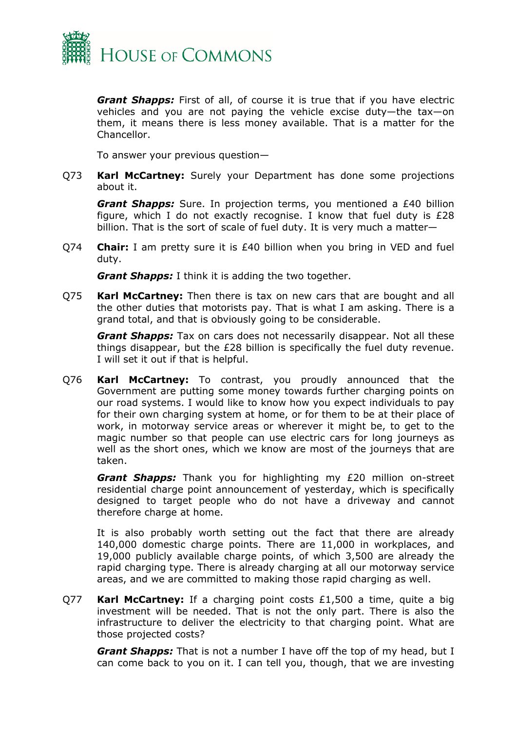***Grant Shapps:*** First of all, of course it is true that if you have electric vehicles and you are not paying the vehicle excise duty—the tax—on them, it means there is less money available. That is a matter for the Chancellor.

To answer your previous question—

Q73 **Karl McCartney:** Surely your Department has done some projections about it.

***Grant Shapps:*** Sure. In projection terms, you mentioned a £40 billion figure, which I do not exactly recognise. I know that fuel duty is £28 billion. That is the sort of scale of fuel duty. It is very much a matter—

Q74 **Chair:** I am pretty sure it is £40 billion when you bring in VED and fuel duty.

***Grant Shapps:*** I think it is adding the two together.

Q75 **Karl McCartney:** Then there is tax on new cars that are bought and all the other duties that motorists pay. That is what I am asking. There is a grand total, and that is obviously going to be considerable.

***Grant Shapps:*** Tax on cars does not necessarily disappear. Not all these things disappear, but the £28 billion is specifically the fuel duty revenue. I will set it out if that is helpful.

Q76 **Karl McCartney:** To contrast, you proudly announced that the Government are putting some money towards further charging points on our road systems. I would like to know how you expect individuals to pay for their own charging system at home, or for them to be at their place of work, in motorway service areas or wherever it might be, to get to the magic number so that people can use electric cars for long journeys as well as the short ones, which we know are most of the journeys that are taken.

***Grant Shapps:*** Thank you for highlighting my £20 million on-street residential charge point announcement of yesterday, which is specifically designed to target people who do not have a driveway and cannot therefore charge at home.

It is also probably worth setting out the fact that there are already 140,000 domestic charge points. There are 11,000 in workplaces, and 19,000 publicly available charge points, of which 3,500 are already the rapid charging type. There is already charging at all our motorway service areas, and we are committed to making those rapid charging as well.

Q77 **Karl McCartney:** If a charging point costs £1,500 a time, quite a big investment will be needed. That is not the only part. There is also the infrastructure to deliver the electricity to that charging point. What are those projected costs?

***Grant Shapps:*** That is not a number I have off the top of my head, but I can come back to you on it. I can tell you, though, that we are investing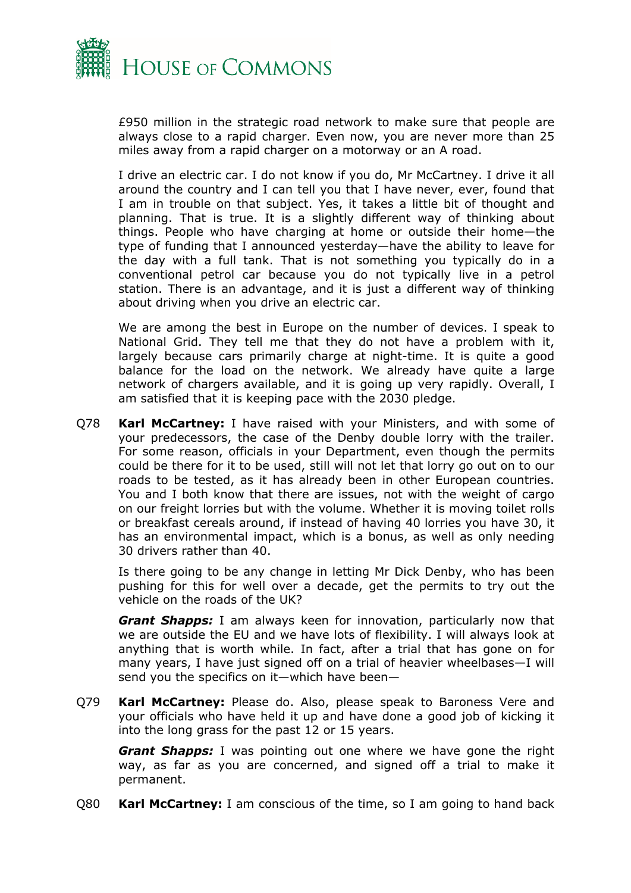£950 million in the strategic road network to make sure that people are always close to a rapid charger. Even now, you are never more than 25 miles away from a rapid charger on a motorway or an A road.

I drive an electric car. I do not know if you do, Mr McCartney. I drive it all around the country and I can tell you that I have never, ever, found that I am in trouble on that subject. Yes, it takes a little bit of thought and planning. That is true. It is a slightly different way of thinking about things. People who have charging at home or outside their home—the type of funding that I announced yesterday—have the ability to leave for the day with a full tank. That is not something you typically do in a conventional petrol car because you do not typically live in a petrol station. There is an advantage, and it is just a different way of thinking about driving when you drive an electric car.

We are among the best in Europe on the number of devices. I speak to National Grid. They tell me that they do not have a problem with it, largely because cars primarily charge at night-time. It is quite a good balance for the load on the network. We already have quite a large network of chargers available, and it is going up very rapidly. Overall, I am satisfied that it is keeping pace with the 2030 pledge.

Q78 **Karl McCartney:** I have raised with your Ministers, and with some of your predecessors, the case of the Denby double lorry with the trailer. For some reason, officials in your Department, even though the permits could be there for it to be used, still will not let that lorry go out on to our roads to be tested, as it has already been in other European countries. You and I both know that there are issues, not with the weight of cargo on our freight lorries but with the volume. Whether it is moving toilet rolls or breakfast cereals around, if instead of having 40 lorries you have 30, it has an environmental impact, which is a bonus, as well as only needing 30 drivers rather than 40.

Is there going to be any change in letting Mr Dick Denby, who has been pushing for this for well over a decade, get the permits to try out the vehicle on the roads of the UK?

***Grant Shapps:*** I am always keen for innovation, particularly now that we are outside the EU and we have lots of flexibility. I will always look at anything that is worth while. In fact, after a trial that has gone on for many years, I have just signed off on a trial of heavier wheelbases—I will send you the specifics on it—which have been—

Q79 **Karl McCartney:** Please do. Also, please speak to Baroness Vere and your officials who have held it up and have done a good job of kicking it into the long grass for the past 12 or 15 years.

***Grant Shapps:*** I was pointing out one where we have gone the right way, as far as you are concerned, and signed off a trial to make it permanent.

Q80 **Karl McCartney:** I am conscious of the time, so I am going to hand back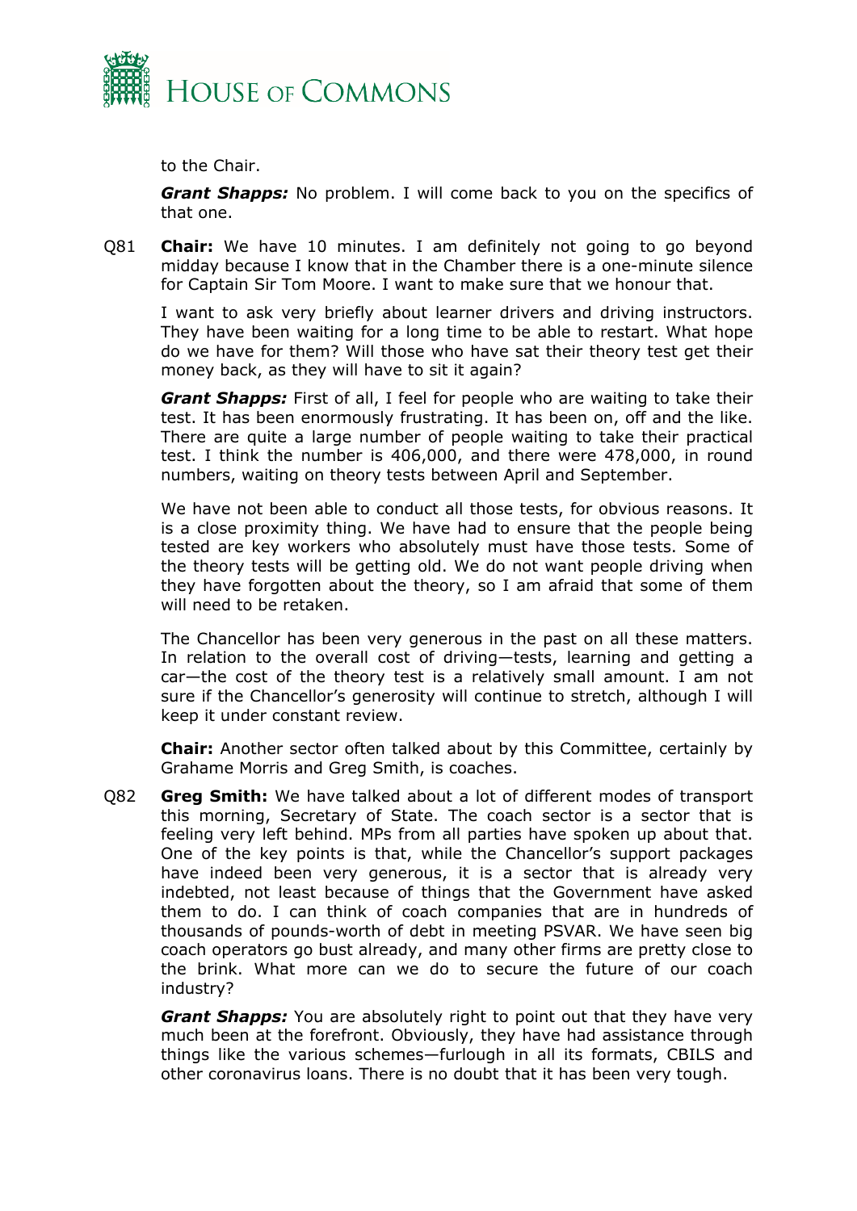to the Chair.

***Grant Shapps:*** No problem. I will come back to you on the specifics of that one.

Q81 **Chair:** We have 10 minutes. I am definitely not going to go beyond midday because I know that in the Chamber there is a one-minute silence for Captain Sir Tom Moore. I want to make sure that we honour that.

I want to ask very briefly about learner drivers and driving instructors. They have been waiting for a long time to be able to restart. What hope do we have for them? Will those who have sat their theory test get their money back, as they will have to sit it again?

***Grant Shapps:*** First of all, I feel for people who are waiting to take their test. It has been enormously frustrating. It has been on, off and the like. There are quite a large number of people waiting to take their practical test. I think the number is 406,000, and there were 478,000, in round numbers, waiting on theory tests between April and September.

We have not been able to conduct all those tests, for obvious reasons. It is a close proximity thing. We have had to ensure that the people being tested are key workers who absolutely must have those tests. Some of the theory tests will be getting old. We do not want people driving when they have forgotten about the theory, so I am afraid that some of them will need to be retaken.

The Chancellor has been very generous in the past on all these matters. In relation to the overall cost of driving—tests, learning and getting a car—the cost of the theory test is a relatively small amount. I am not sure if the Chancellor's generosity will continue to stretch, although I will keep it under constant review.

**Chair:** Another sector often talked about by this Committee, certainly by Grahame Morris and Greg Smith, is coaches.

Q82 **Greg Smith:** We have talked about a lot of different modes of transport this morning, Secretary of State. The coach sector is a sector that is feeling very left behind. MPs from all parties have spoken up about that. One of the key points is that, while the Chancellor's support packages have indeed been very generous, it is a sector that is already very indebted, not least because of things that the Government have asked them to do. I can think of coach companies that are in hundreds of thousands of pounds-worth of debt in meeting PSVAR. We have seen big coach operators go bust already, and many other firms are pretty close to the brink. What more can we do to secure the future of our coach industry?

***Grant Shapps:*** You are absolutely right to point out that they have very much been at the forefront. Obviously, they have had assistance through things like the various schemes—furlough in all its formats, CBILS and other coronavirus loans. There is no doubt that it has been very tough.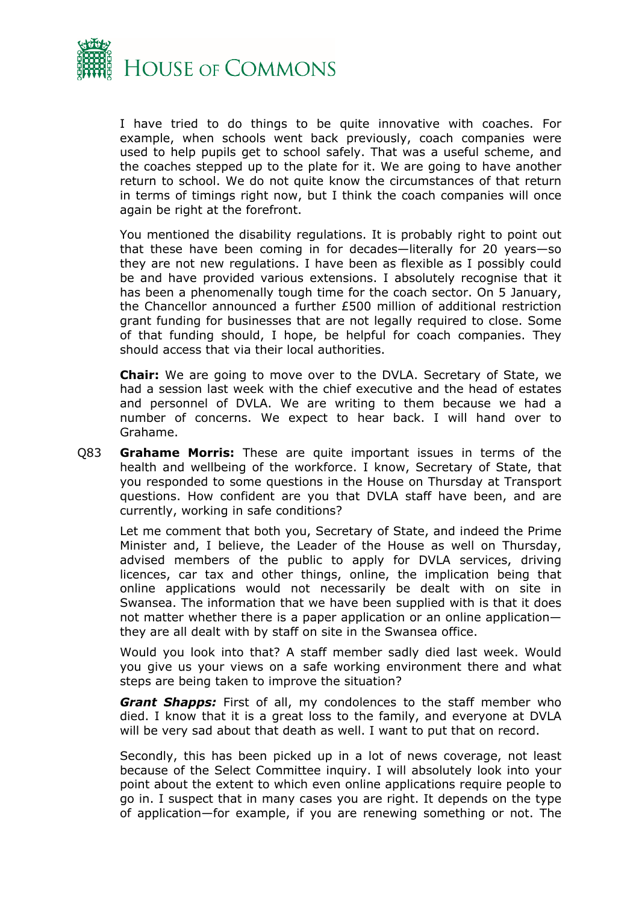I have tried to do things to be quite innovative with coaches. For example, when schools went back previously, coach companies were used to help pupils get to school safely. That was a useful scheme, and the coaches stepped up to the plate for it. We are going to have another return to school. We do not quite know the circumstances of that return in terms of timings right now, but I think the coach companies will once again be right at the forefront.

You mentioned the disability regulations. It is probably right to point out that these have been coming in for decades—literally for 20 years—so they are not new regulations. I have been as flexible as I possibly could be and have provided various extensions. I absolutely recognise that it has been a phenomenally tough time for the coach sector. On 5 January, the Chancellor announced a further £500 million of additional restriction grant funding for businesses that are not legally required to close. Some of that funding should, I hope, be helpful for coach companies. They should access that via their local authorities.

**Chair:** We are going to move over to the DVLA. Secretary of State, we had a session last week with the chief executive and the head of estates and personnel of DVLA. We are writing to them because we had a number of concerns. We expect to hear back. I will hand over to Grahame.

Q83 **Grahame Morris:** These are quite important issues in terms of the health and wellbeing of the workforce. I know, Secretary of State, that you responded to some questions in the House on Thursday at Transport questions. How confident are you that DVLA staff have been, and are currently, working in safe conditions?

Let me comment that both you, Secretary of State, and indeed the Prime Minister and, I believe, the Leader of the House as well on Thursday, advised members of the public to apply for DVLA services, driving licences, car tax and other things, online, the implication being that online applications would not necessarily be dealt with on site in Swansea. The information that we have been supplied with is that it does not matter whether there is a paper application or an online application—they are all dealt with by staff on site in the Swansea office.

Would you look into that? A staff member sadly died last week. Would you give us your views on a safe working environment there and what steps are being taken to improve the situation?

***Grant Shapps:*** First of all, my condolences to the staff member who died. I know that it is a great loss to the family, and everyone at DVLA will be very sad about that death as well. I want to put that on record.

Secondly, this has been picked up in a lot of news coverage, not least because of the Select Committee inquiry. I will absolutely look into your point about the extent to which even online applications require people to go in. I suspect that in many cases you are right. It depends on the type of application—for example, if you are renewing something or not. The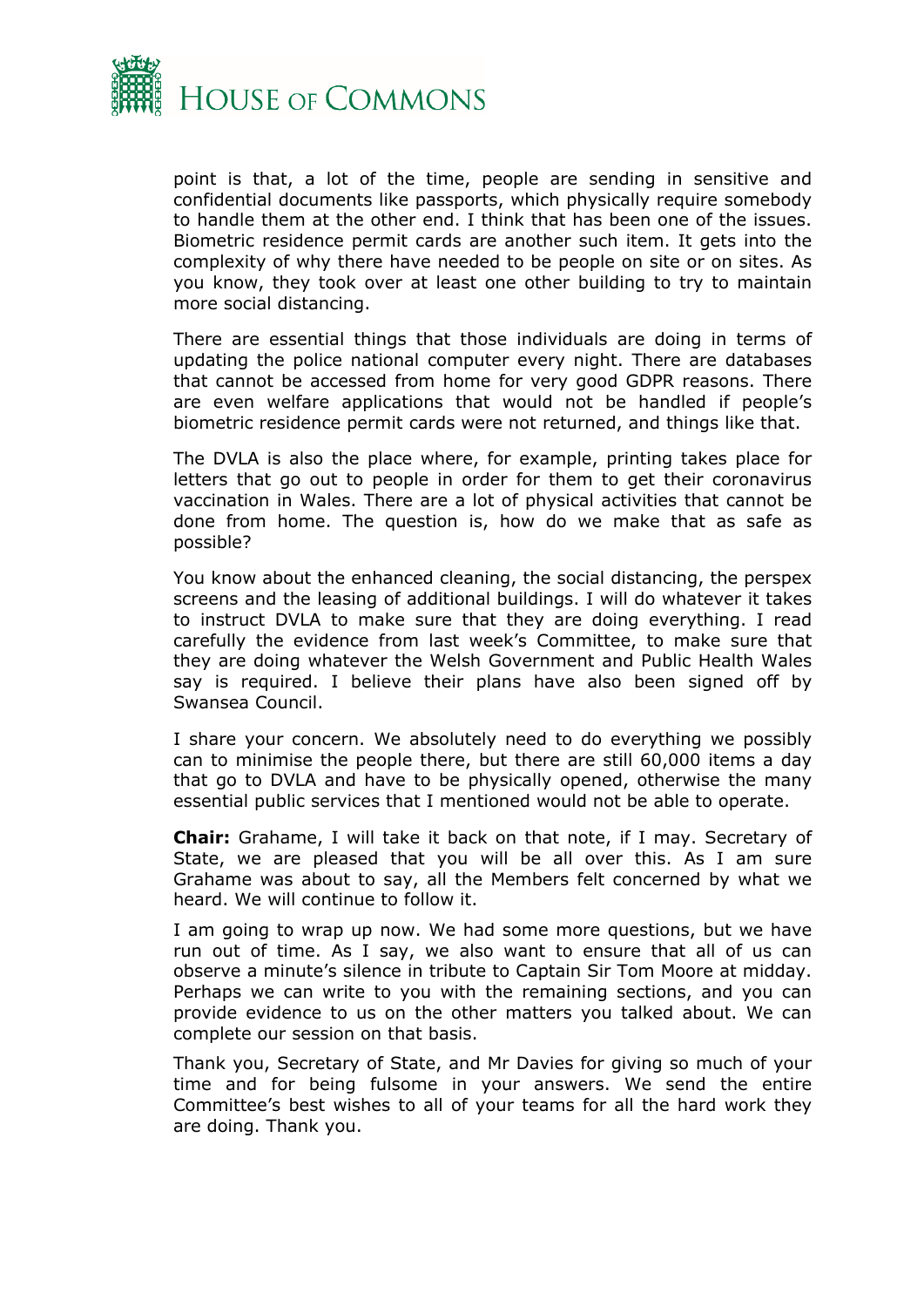point is that, a lot of the time, people are sending in sensitive and confidential documents like passports, which physically require somebody to handle them at the other end. I think that has been one of the issues. Biometric residence permit cards are another such item. It gets into the complexity of why there have needed to be people on site or on sites. As you know, they took over at least one other building to try to maintain more social distancing.

There are essential things that those individuals are doing in terms of updating the police national computer every night. There are databases that cannot be accessed from home for very good GDPR reasons. There are even welfare applications that would not be handled if people's biometric residence permit cards were not returned, and things like that.

The DVLA is also the place where, for example, printing takes place for letters that go out to people in order for them to get their coronavirus vaccination in Wales. There are a lot of physical activities that cannot be done from home. The question is, how do we make that as safe as possible?

You know about the enhanced cleaning, the social distancing, the perspex screens and the leasing of additional buildings. I will do whatever it takes to instruct DVLA to make sure that they are doing everything. I read carefully the evidence from last week's Committee, to make sure that they are doing whatever the Welsh Government and Public Health Wales say is required. I believe their plans have also been signed off by Swansea Council.

I share your concern. We absolutely need to do everything we possibly can to minimise the people there, but there are still 60,000 items a day that go to DVLA and have to be physically opened, otherwise the many essential public services that I mentioned would not be able to operate.

**Chair:** Grahame, I will take it back on that note, if I may. Secretary of State, we are pleased that you will be all over this. As I am sure Grahame was about to say, all the Members felt concerned by what we heard. We will continue to follow it.

I am going to wrap up now. We had some more questions, but we have run out of time. As I say, we also want to ensure that all of us can observe a minute's silence in tribute to Captain Sir Tom Moore at midday. Perhaps we can write to you with the remaining sections, and you can provide evidence to us on the other matters you talked about. We can complete our session on that basis.

Thank you, Secretary of State, and Mr Davies for giving so much of your time and for being fulsome in your answers. We send the entire Committee's best wishes to all of your teams for all the hard work they are doing. Thank you.